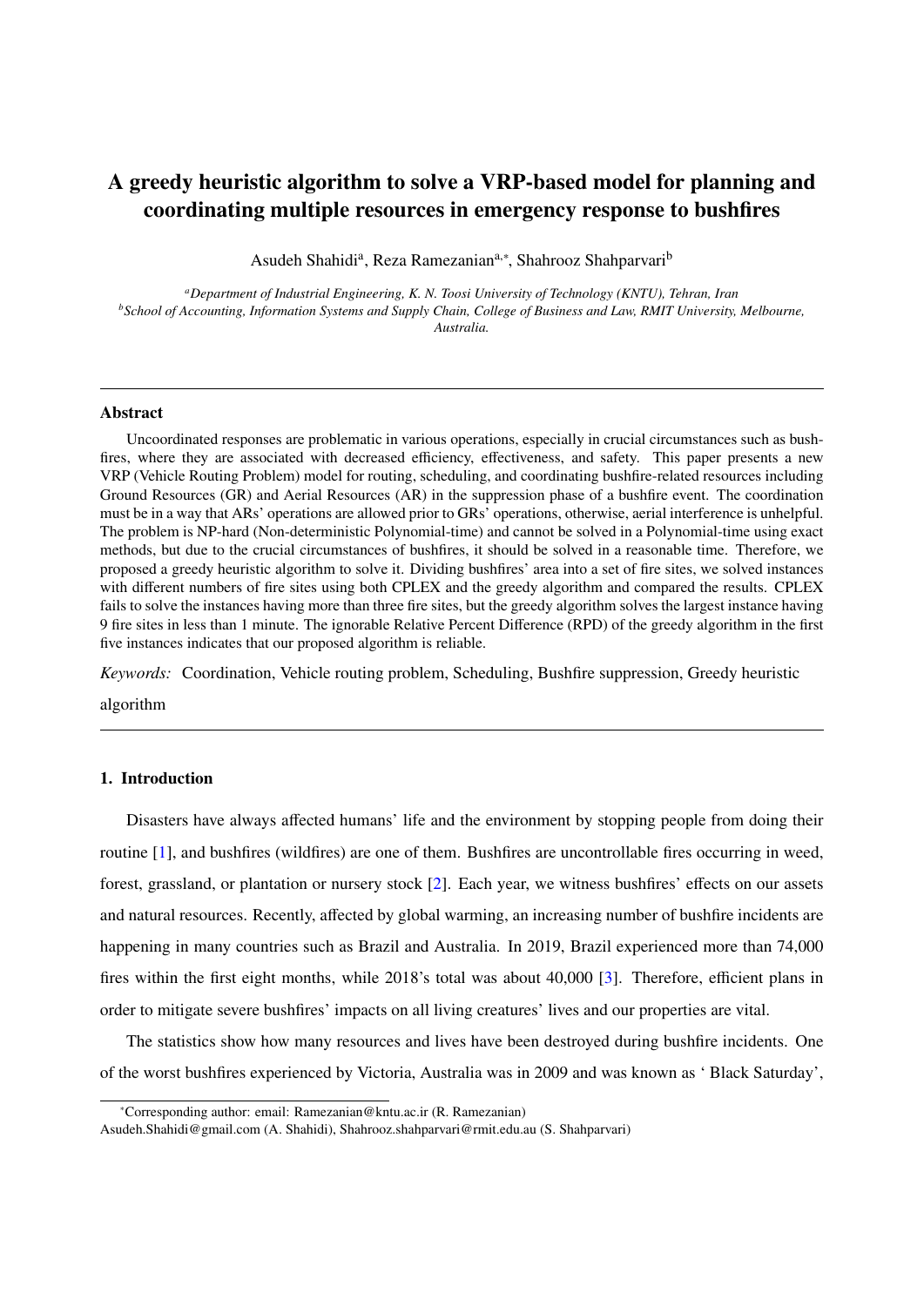# A greedy heuristic algorithm to solve a VRP-based model for planning and coordinating multiple resources in emergency response to bushfires

Asudeh Shahidi[a], Reza Ramezanian[a,*], Shahrooz Shahparvari[b]

[a]*Department of Industrial Engineering, K. N. Toosi University of Technology (KNTU), Tehran, Iran*
[b]*School of Accounting, Information Systems and Supply Chain, College of Business and Law, RMIT University, Melbourne, Australia.*

---

## Abstract

Uncoordinated responses are problematic in various operations, especially in crucial circumstances such as bushfires, where they are associated with decreased efficiency, effectiveness, and safety. This paper presents a new VRP (Vehicle Routing Problem) model for routing, scheduling, and coordinating bushfire-related resources including Ground Resources (GR) and Aerial Resources (AR) in the suppression phase of a bushfire event. The coordination must be in a way that ARs' operations are allowed prior to GRs' operations, otherwise, aerial interference is unhelpful. The problem is NP-hard (Non-deterministic Polynomial-time) and cannot be solved in a Polynomial-time using exact methods, but due to the crucial circumstances of bushfires, it should be solved in a reasonable time. Therefore, we proposed a greedy heuristic algorithm to solve it. Dividing bushfires' area into a set of fire sites, we solved instances with different numbers of fire sites using both CPLEX and the greedy algorithm and compared the results. CPLEX fails to solve the instances having more than three fire sites, but the greedy algorithm solves the largest instance having 9 fire sites in less than 1 minute. The ignorable Relative Percent Difference (RPD) of the greedy algorithm in the first five instances indicates that our proposed algorithm is reliable.

*Keywords:* Coordination, Vehicle routing problem, Scheduling, Bushfire suppression, Greedy heuristic algorithm

---

## 1. Introduction

Disasters have always affected humans' life and the environment by stopping people from doing their routine [1], and bushfires (wildfires) are one of them. Bushfires are uncontrollable fires occurring in weed, forest, grassland, or plantation or nursery stock [2]. Each year, we witness bushfires' effects on our assets and natural resources. Recently, affected by global warming, an increasing number of bushfire incidents are happening in many countries such as Brazil and Australia. In 2019, Brazil experienced more than 74,000 fires within the first eight months, while 2018's total was about 40,000 [3]. Therefore, efficient plans in order to mitigate severe bushfires' impacts on all living creatures' lives and our properties are vital.

The statistics show how many resources and lives have been destroyed during bushfire incidents. One of the worst bushfires experienced by Victoria, Australia was in 2009 and was known as ' Black Saturday',

---

*Corresponding author: email: Ramezanian@kntu.ac.ir (R. Ramezanian)
Asudeh.Shahidi@gmail.com (A. Shahidi), Shahrooz.shahparvari@rmit.edu.au (S. Shahparvari)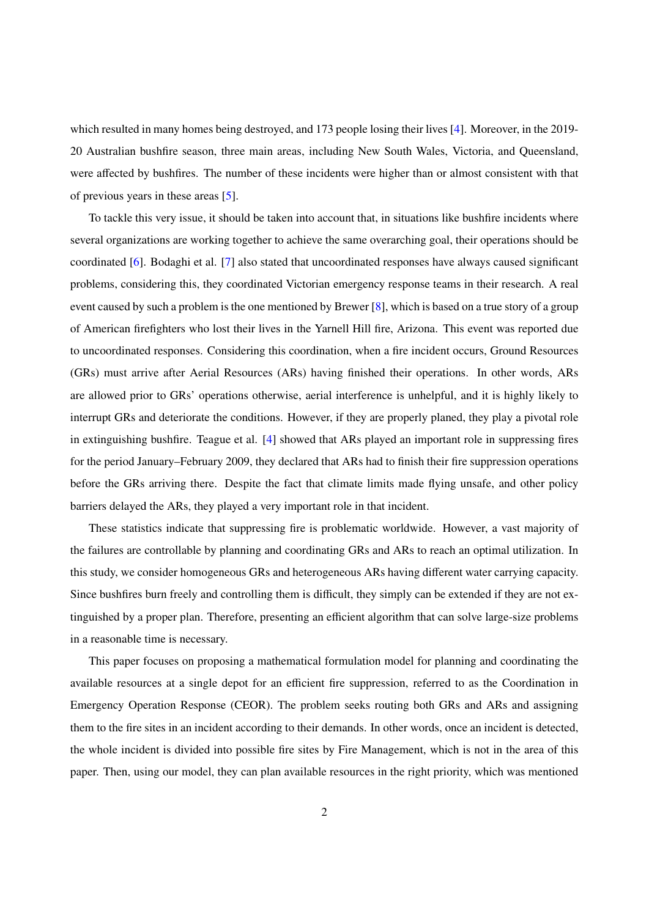which resulted in many homes being destroyed, and 173 people losing their lives [4]. Moreover, in the 2019-20 Australian bushfire season, three main areas, including New South Wales, Victoria, and Queensland, were affected by bushfires. The number of these incidents were higher than or almost consistent with that of previous years in these areas [5].

To tackle this very issue, it should be taken into account that, in situations like bushfire incidents where several organizations are working together to achieve the same overarching goal, their operations should be coordinated [6]. Bodaghi et al. [7] also stated that uncoordinated responses have always caused significant problems, considering this, they coordinated Victorian emergency response teams in their research. A real event caused by such a problem is the one mentioned by Brewer [8], which is based on a true story of a group of American firefighters who lost their lives in the Yarnell Hill fire, Arizona. This event was reported due to uncoordinated responses. Considering this coordination, when a fire incident occurs, Ground Resources (GRs) must arrive after Aerial Resources (ARs) having finished their operations. In other words, ARs are allowed prior to GRs' operations otherwise, aerial interference is unhelpful, and it is highly likely to interrupt GRs and deteriorate the conditions. However, if they are properly planed, they play a pivotal role in extinguishing bushfire. Teague et al. [4] showed that ARs played an important role in suppressing fires for the period January–February 2009, they declared that ARs had to finish their fire suppression operations before the GRs arriving there. Despite the fact that climate limits made flying unsafe, and other policy barriers delayed the ARs, they played a very important role in that incident.

These statistics indicate that suppressing fire is problematic worldwide. However, a vast majority of the failures are controllable by planning and coordinating GRs and ARs to reach an optimal utilization. In this study, we consider homogeneous GRs and heterogeneous ARs having different water carrying capacity. Since bushfires burn freely and controlling them is difficult, they simply can be extended if they are not extinguished by a proper plan. Therefore, presenting an efficient algorithm that can solve large-size problems in a reasonable time is necessary.

This paper focuses on proposing a mathematical formulation model for planning and coordinating the available resources at a single depot for an efficient fire suppression, referred to as the Coordination in Emergency Operation Response (CEOR). The problem seeks routing both GRs and ARs and assigning them to the fire sites in an incident according to their demands. In other words, once an incident is detected, the whole incident is divided into possible fire sites by Fire Management, which is not in the area of this paper. Then, using our model, they can plan available resources in the right priority, which was mentioned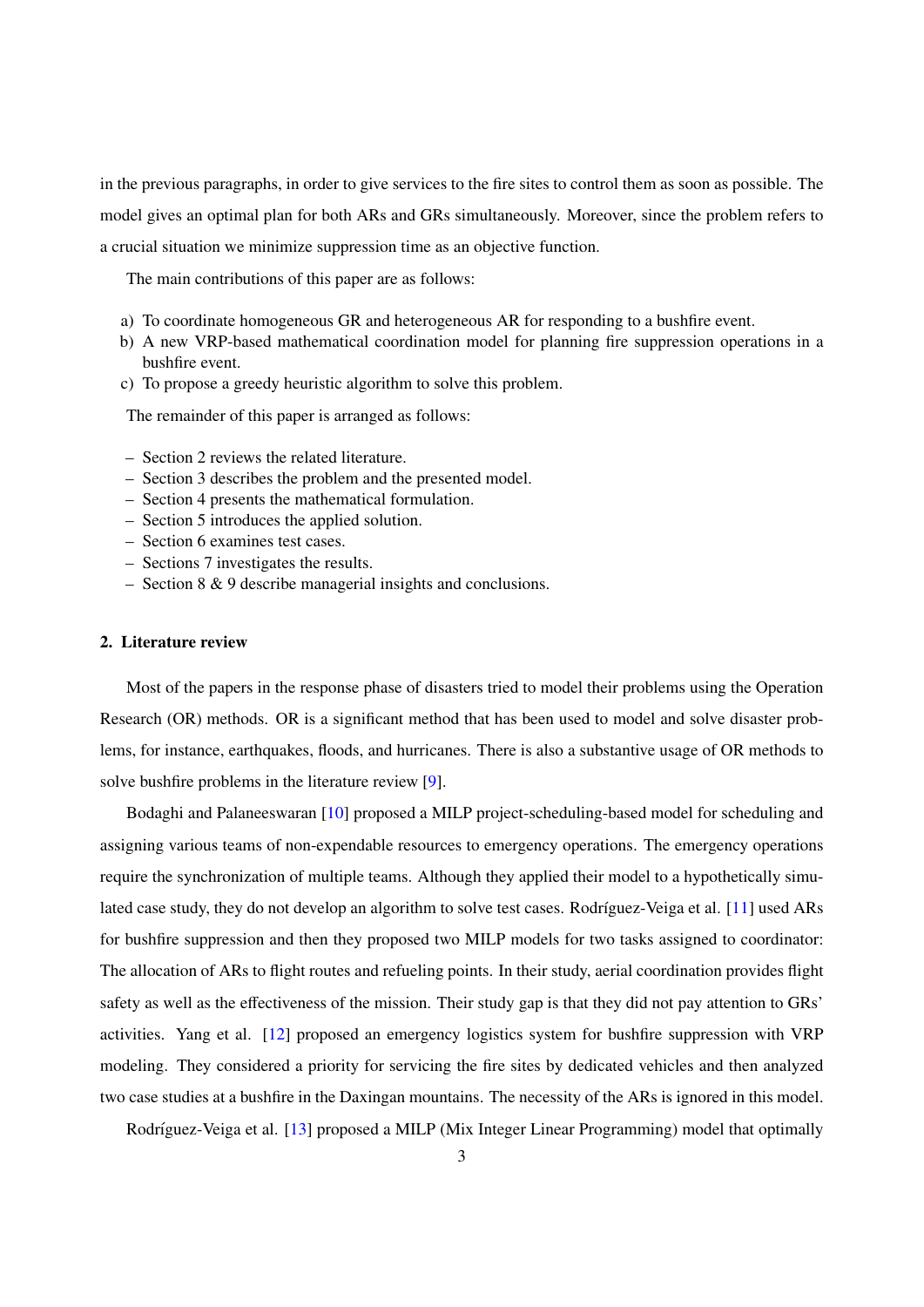in the previous paragraphs, in order to give services to the fire sites to control them as soon as possible. The model gives an optimal plan for both ARs and GRs simultaneously. Moreover, since the problem refers to a crucial situation we minimize suppression time as an objective function.

The main contributions of this paper are as follows:

a) To coordinate homogeneous GR and heterogeneous AR for responding to a bushfire event.
b) A new VRP-based mathematical coordination model for planning fire suppression operations in a bushfire event.
c) To propose a greedy heuristic algorithm to solve this problem.

The remainder of this paper is arranged as follows:

- Section 2 reviews the related literature.
- Section 3 describes the problem and the presented model.
- Section 4 presents the mathematical formulation.
- Section 5 introduces the applied solution.
- Section 6 examines test cases.
- Sections 7 investigates the results.
- Section 8 & 9 describe managerial insights and conclusions.

## 2. Literature review

Most of the papers in the response phase of disasters tried to model their problems using the Operation Research (OR) methods. OR is a significant method that has been used to model and solve disaster problems, for instance, earthquakes, floods, and hurricanes. There is also a substantive usage of OR methods to solve bushfire problems in the literature review [9].

Bodaghi and Palaneeswaran [10] proposed a MILP project-scheduling-based model for scheduling and assigning various teams of non-expendable resources to emergency operations. The emergency operations require the synchronization of multiple teams. Although they applied their model to a hypothetically simulated case study, they do not develop an algorithm to solve test cases. Rodríguez-Veiga et al. [11] used ARs for bushfire suppression and then they proposed two MILP models for two tasks assigned to coordinator: The allocation of ARs to flight routes and refueling points. In their study, aerial coordination provides flight safety as well as the effectiveness of the mission. Their study gap is that they did not pay attention to GRs' activities. Yang et al. [12] proposed an emergency logistics system for bushfire suppression with VRP modeling. They considered a priority for servicing the fire sites by dedicated vehicles and then analyzed two case studies at a bushfire in the Daxingan mountains. The necessity of the ARs is ignored in this model.

Rodríguez-Veiga et al. [13] proposed a MILP (Mix Integer Linear Programming) model that optimally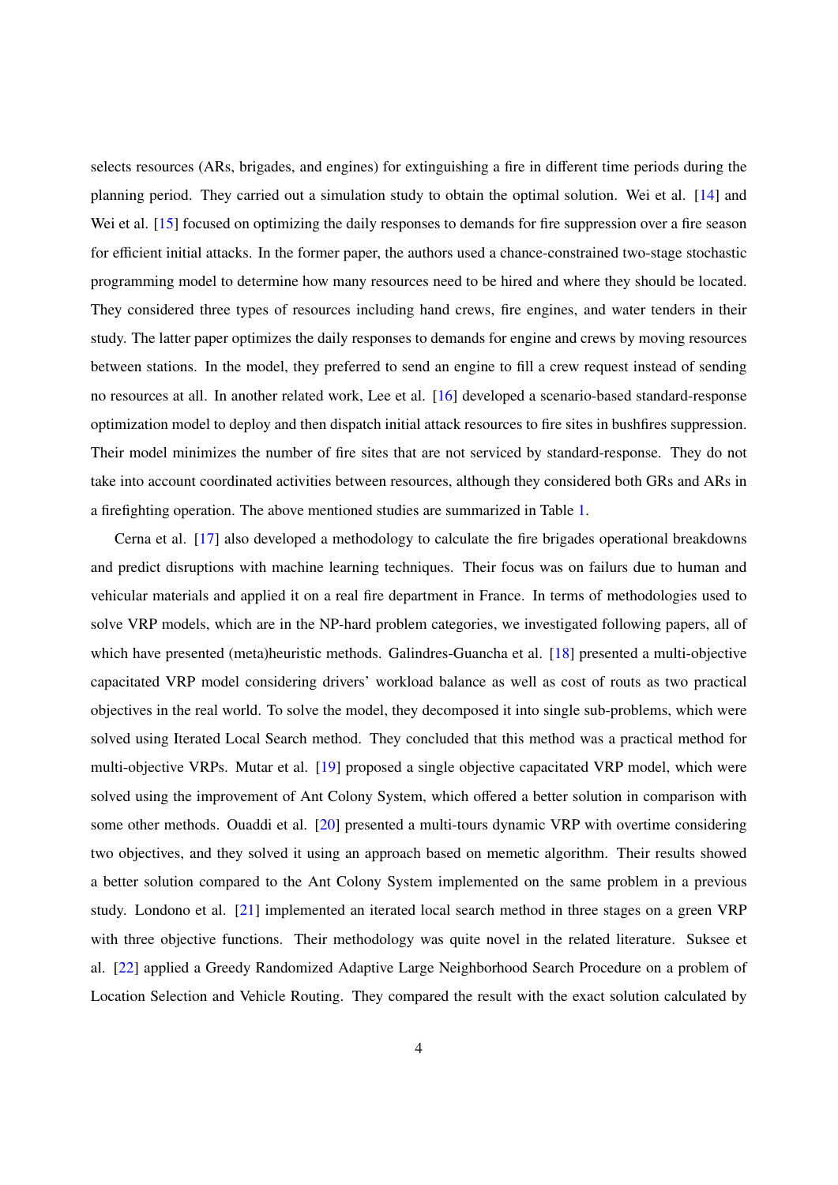selects resources (ARs, brigades, and engines) for extinguishing a fire in different time periods during the planning period. They carried out a simulation study to obtain the optimal solution. Wei et al. [14] and Wei et al. [15] focused on optimizing the daily responses to demands for fire suppression over a fire season for efficient initial attacks. In the former paper, the authors used a chance-constrained two-stage stochastic programming model to determine how many resources need to be hired and where they should be located. They considered three types of resources including hand crews, fire engines, and water tenders in their study. The latter paper optimizes the daily responses to demands for engine and crews by moving resources between stations. In the model, they preferred to send an engine to fill a crew request instead of sending no resources at all. In another related work, Lee et al. [16] developed a scenario-based standard-response optimization model to deploy and then dispatch initial attack resources to fire sites in bushfires suppression. Their model minimizes the number of fire sites that are not serviced by standard-response. They do not take into account coordinated activities between resources, although they considered both GRs and ARs in a firefighting operation. The above mentioned studies are summarized in Table 1.

Cerna et al. [17] also developed a methodology to calculate the fire brigades operational breakdowns and predict disruptions with machine learning techniques. Their focus was on failures due to human and vehicular materials and applied it on a real fire department in France. In terms of methodologies used to solve VRP models, which are in the NP-hard problem categories, we investigated following papers, all of which have presented (meta)heuristic methods. Galindres-Guancha et al. [18] presented a multi-objective capacitated VRP model considering drivers' workload balance as well as cost of routs as two practical objectives in the real world. To solve the model, they decomposed it into single sub-problems, which were solved using Iterated Local Search method. They concluded that this method was a practical method for multi-objective VRPs. Mutar et al. [19] proposed a single objective capacitated VRP model, which were solved using the improvement of Ant Colony System, which offered a better solution in comparison with some other methods. Ouaddi et al. [20] presented a multi-tours dynamic VRP with overtime considering two objectives, and they solved it using an approach based on memetic algorithm. Their results showed a better solution compared to the Ant Colony System implemented on the same problem in a previous study. Londono et al. [21] implemented an iterated local search method in three stages on a green VRP with three objective functions. Their methodology was quite novel in the related literature. Suksee et al. [22] applied a Greedy Randomized Adaptive Large Neighborhood Search Procedure on a problem of Location Selection and Vehicle Routing. They compared the result with the exact solution calculated by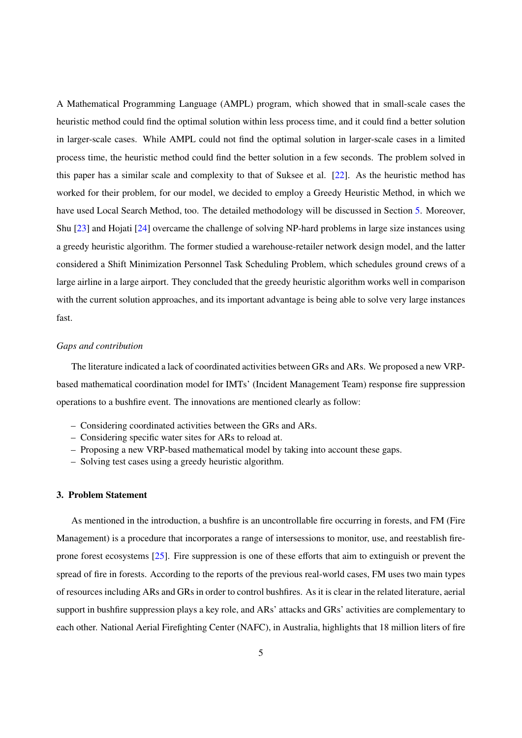A Mathematical Programming Language (AMPL) program, which showed that in small-scale cases the heuristic method could find the optimal solution within less process time, and it could find a better solution in larger-scale cases. While AMPL could not find the optimal solution in larger-scale cases in a limited process time, the heuristic method could find the better solution in a few seconds. The problem solved in this paper has a similar scale and complexity to that of Suksee et al. [22]. As the heuristic method has worked for their problem, for our model, we decided to employ a Greedy Heuristic Method, in which we have used Local Search Method, too. The detailed methodology will be discussed in Section 5. Moreover, Shu [23] and Hojati [24] overcame the challenge of solving NP-hard problems in large size instances using a greedy heuristic algorithm. The former studied a warehouse-retailer network design model, and the latter considered a Shift Minimization Personnel Task Scheduling Problem, which schedules ground crews of a large airline in a large airport. They concluded that the greedy heuristic algorithm works well in comparison with the current solution approaches, and its important advantage is being able to solve very large instances fast.

*Gaps and contribution*

The literature indicated a lack of coordinated activities between GRs and ARs. We proposed a new VRP-based mathematical coordination model for IMTs' (Incident Management Team) response fire suppression operations to a bushfire event. The innovations are mentioned clearly as follow:

- Considering coordinated activities between the GRs and ARs.
- Considering specific water sites for ARs to reload at.
- Proposing a new VRP-based mathematical model by taking into account these gaps.
- Solving test cases using a greedy heuristic algorithm.

## 3. Problem Statement

As mentioned in the introduction, a bushfire is an uncontrollable fire occurring in forests, and FM (Fire Management) is a procedure that incorporates a range of intersessions to monitor, use, and reestablish fire-prone forest ecosystems [25]. Fire suppression is one of these efforts that aim to extinguish or prevent the spread of fire in forests. According to the reports of the previous real-world cases, FM uses two main types of resources including ARs and GRs in order to control bushfires. As it is clear in the related literature, aerial support in bushfire suppression plays a key role, and ARs' attacks and GRs' activities are complementary to each other. National Aerial Firefighting Center (NAFC), in Australia, highlights that 18 million liters of fire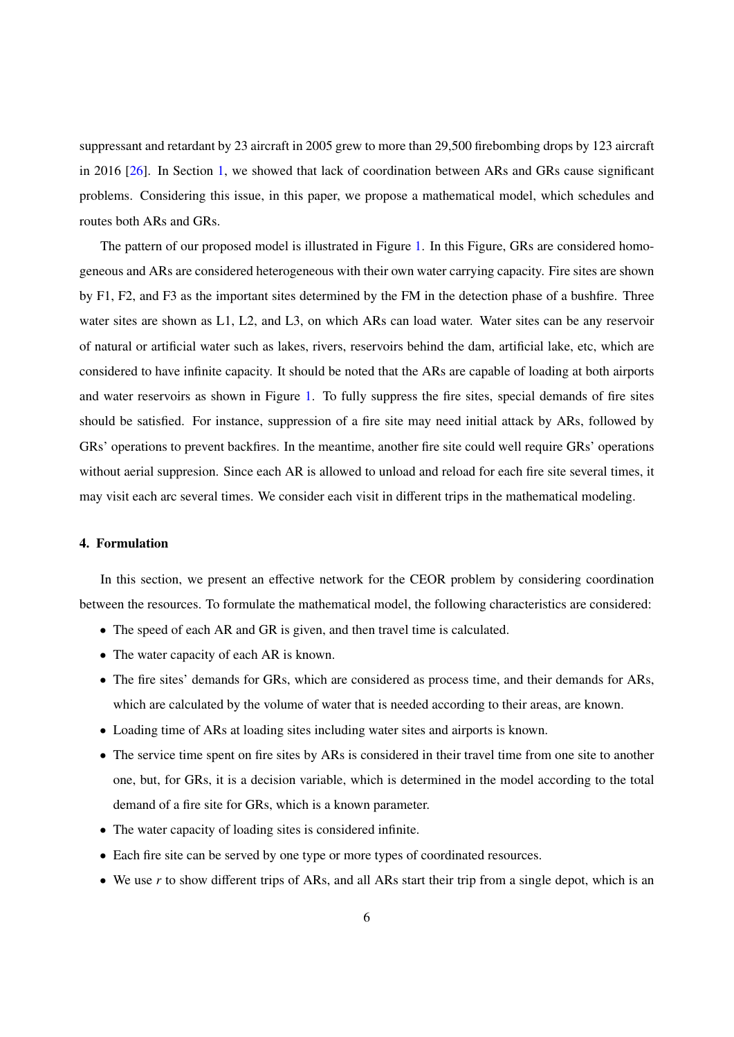suppressant and retardant by 23 aircraft in 2005 grew to more than 29,500 firebombing drops by 123 aircraft in 2016 [26]. In Section 1, we showed that lack of coordination between ARs and GRs cause significant problems. Considering this issue, in this paper, we propose a mathematical model, which schedules and routes both ARs and GRs.

The pattern of our proposed model is illustrated in Figure 1. In this Figure, GRs are considered homogeneous and ARs are considered heterogeneous with their own water carrying capacity. Fire sites are shown by F1, F2, and F3 as the important sites determined by the FM in the detection phase of a bushfire. Three water sites are shown as L1, L2, and L3, on which ARs can load water. Water sites can be any reservoir of natural or artificial water such as lakes, rivers, reservoirs behind the dam, artificial lake, etc, which are considered to have infinite capacity. It should be noted that the ARs are capable of loading at both airports and water reservoirs as shown in Figure 1. To fully suppress the fire sites, special demands of fire sites should be satisfied. For instance, suppression of a fire site may need initial attack by ARs, followed by GRs' operations to prevent backfires. In the meantime, another fire site could well require GRs' operations without aerial suppresion. Since each AR is allowed to unload and reload for each fire site several times, it may visit each arc several times. We consider each visit in different trips in the mathematical modeling.

## 4. Formulation

In this section, we present an effective network for the CEOR problem by considering coordination between the resources. To formulate the mathematical model, the following characteristics are considered:

- The speed of each AR and GR is given, and then travel time is calculated.
- The water capacity of each AR is known.
- The fire sites' demands for GRs, which are considered as process time, and their demands for ARs, which are calculated by the volume of water that is needed according to their areas, are known.
- Loading time of ARs at loading sites including water sites and airports is known.
- The service time spent on fire sites by ARs is considered in their travel time from one site to another one, but, for GRs, it is a decision variable, which is determined in the model according to the total demand of a fire site for GRs, which is a known parameter.
- The water capacity of loading sites is considered infinite.
- Each fire site can be served by one type or more types of coordinated resources.
- We use $r$ to show different trips of ARs, and all ARs start their trip from a single depot, which is an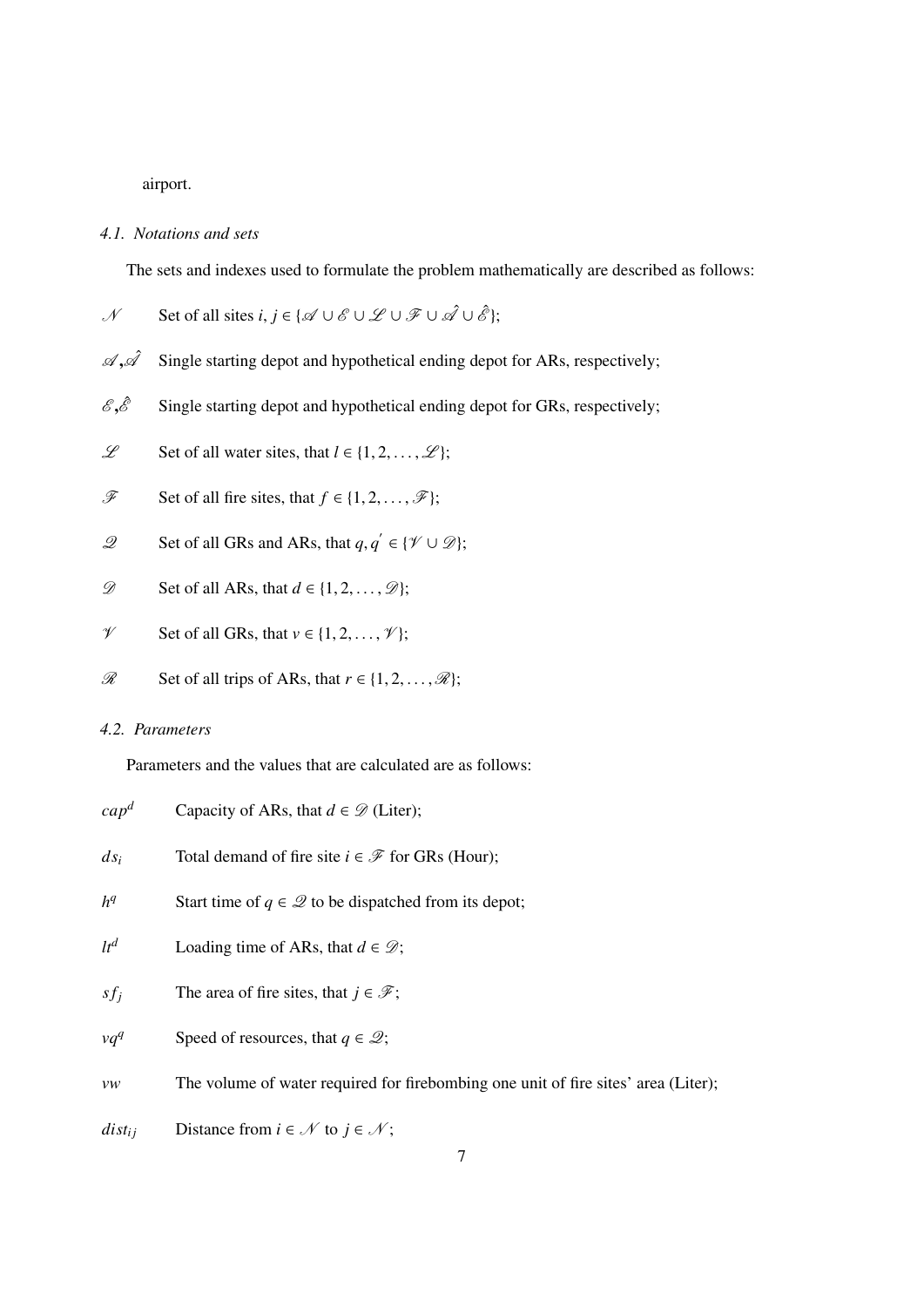airport.

### 4.1. Notations and sets

The sets and indexes used to formulate the problem mathematically are described as follows:

- $\mathscr{N}$ Set of all sites $i, j \in \{\mathscr{A} \cup \mathscr{E} \cup \mathscr{L} \cup \mathscr{F} \cup \hat{\mathscr{A}} \cup \hat{\mathscr{E}}\}$;
- $\mathscr{A}$,$\hat{\mathscr{A}}$ Single starting depot and hypothetical ending depot for ARs, respectively;
- $\mathscr{E}$,$\hat{\mathscr{E}}$ Single starting depot and hypothetical ending depot for GRs, respectively;
- $\mathscr{L}$ Set of all water sites, that $l \in \{1, 2, \ldots, \mathscr{L}\}$;
- $\mathscr{F}$ Set of all fire sites, that $f \in \{1, 2, \ldots, \mathscr{F}\}$;
- $\mathscr{Q}$ Set of all GRs and ARs, that $q, q^{'} \in \{\mathscr{V} \cup \mathscr{D}\}$;
- $\mathscr{D}$ Set of all ARs, that $d \in \{1, 2, \ldots, \mathscr{D}\}$;
- $\mathscr{V}$ Set of all GRs, that $v \in \{1, 2, \ldots, \mathscr{V}\}$;
- $\mathscr{R}$ Set of all trips of ARs, that $r \in \{1, 2, \ldots, \mathscr{R}\}$;

### 4.2. Parameters

Parameters and the values that are calculated are as follows:

- $cap^d$ Capacity of ARs, that $d \in \mathscr{D}$ (Liter);
- $ds_i$ Total demand of fire site $i \in \mathscr{F}$ for GRs (Hour);
- $h^q$ Start time of $q \in \mathscr{Q}$ to be dispatched from its depot;
- $lt^d$ Loading time of ARs, that $d \in \mathscr{D}$;
- $sf_j$ The area of fire sites, that $j \in \mathscr{F}$;
- $vq^q$ Speed of resources, that $q \in \mathscr{Q}$;
- $vw$ The volume of water required for firebombing one unit of fire sites' area (Liter);
- $dist_{ij}$ Distance from $i \in \mathscr{N}$ to $j \in \mathscr{N}$;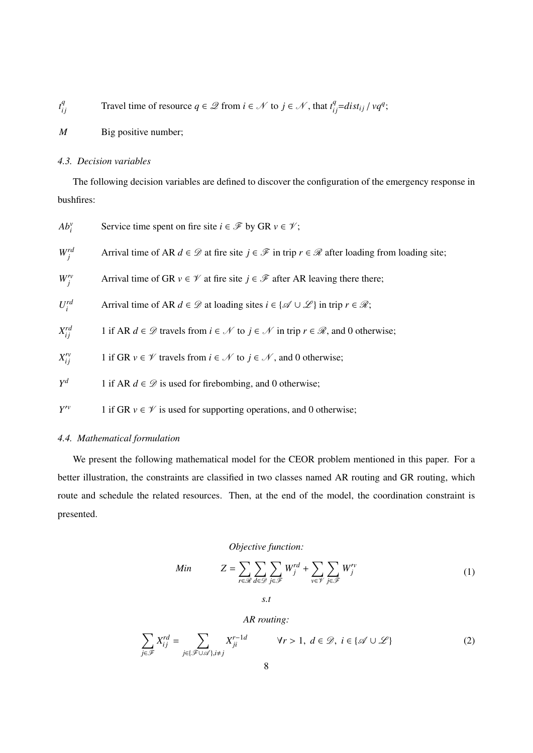$t^q_{ij}$ Travel time of resource $q \in \mathcal{Q}$ from $i \in \mathcal{N}$ to $j \in \mathcal{N}$, that $t^q_{ij}$=$dist_{ij}$ / $vq^q$;

$M$ Big positive number;

### 4.3. Decision variables

The following decision variables are defined to discover the configuration of the emergency response in bushfires:

$Ab^v_i$ Service time spent on fire site $i \in \mathcal{F}$ by GR $v \in \mathcal{V}$;

$W^{rd}_j$ Arrival time of AR $d \in \mathcal{D}$ at fire site $j \in \mathcal{F}$ in trip $r \in \mathcal{R}$ after loading from loading site;

$W'^v_j$ Arrival time of GR $v \in \mathcal{V}$ at fire site $j \in \mathcal{F}$ after AR leaving there there;

$U^{rd}_i$ Arrival time of AR $d \in \mathcal{D}$ at loading sites $i \in \{\mathcal{A} \cup \mathcal{L}\}$ in trip $r \in \mathcal{R}$;

$X^{rd}_{ij}$ 1 if AR $d \in \mathcal{D}$ travels from $i \in \mathcal{N}$ to $j \in \mathcal{N}$ in trip $r \in \mathcal{R}$, and 0 otherwise;

$X'^v_{ij}$ 1 if GR $v \in \mathcal{V}$ travels from $i \in \mathcal{N}$ to $j \in \mathcal{N}$, and 0 otherwise;

$Y^d$ 1 if AR $d \in \mathcal{D}$ is used for firebombing, and 0 otherwise;

$Y'^v$ 1 if GR $v \in \mathcal{V}$ is used for supporting operations, and 0 otherwise;

### 4.4. Mathematical formulation

We present the following mathematical model for the CEOR problem mentioned in this paper. For a better illustration, the constraints are classified in two classes named AR routing and GR routing, which route and schedule the related resources. Then, at the end of the model, the coordination constraint is presented.

*Objective function:*

$$Min \qquad Z = \sum_{r\in\mathcal{R}} \sum_{d\in\mathcal{D}} \sum_{j\in\mathcal{F}} W^{rd}_j + \sum_{v\in\mathcal{V}} \sum_{j\in\mathcal{F}} W'^v_j \tag{1}$$

*s.t*

*AR routing:*

$$\sum_{j\in\mathcal{F}} X^{rd}_{ij} = \sum_{j\in\{\mathcal{F}\cup\mathcal{A}\}, i\neq j} X^{r-1d}_{ji} \qquad \forall r > 1,\ d \in \mathcal{D},\ i \in \{\mathcal{A} \cup \mathcal{L}\} \tag{2}$$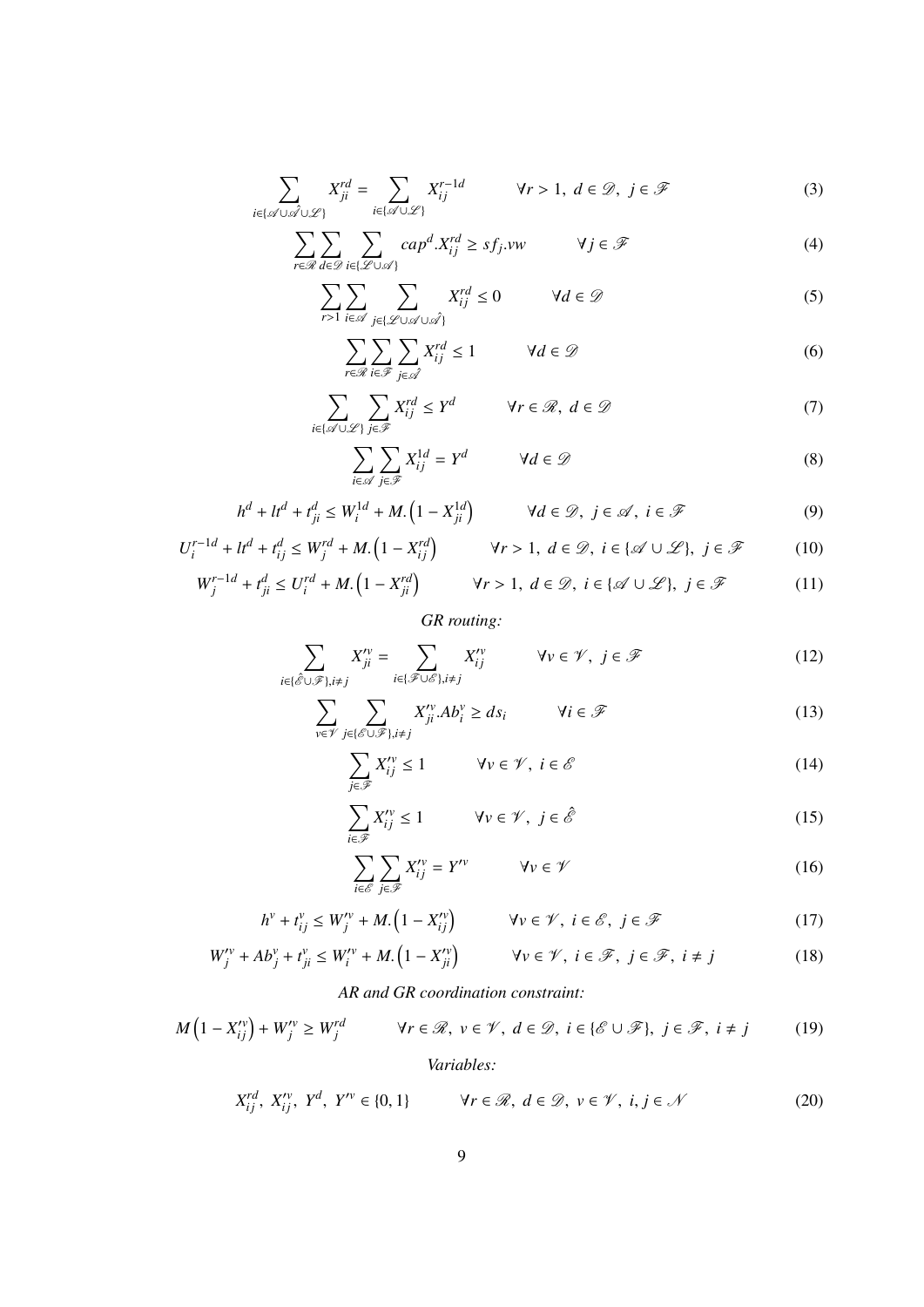$$\sum_{i \in \{\mathscr{A} \cup \hat{\mathscr{A}} \cup \mathscr{L}\}} X_{ji}^{rd} = \sum_{i \in \{\mathscr{A} \cup \mathscr{L}\}} X_{ij}^{r-1d} \qquad \forall r > 1,\ d \in \mathscr{D},\ j \in \mathscr{F} \tag{3}$$

$$\sum_{r \in \mathscr{R}} \sum_{d \in \mathscr{D}} \sum_{i \in \{\mathscr{L} \cup \mathscr{A}\}} cap^d . X_{ij}^{rd} \geq sf_j . vw \qquad \forall j \in \mathscr{F} \tag{4}$$

$$\sum_{r > 1} \sum_{i \in \mathscr{A}} \sum_{j \in \{\mathscr{L} \cup \mathscr{A} \cup \hat{\mathscr{A}}\}} X_{ij}^{rd} \leq 0 \qquad \forall d \in \mathscr{D} \tag{5}$$

$$\sum_{r \in \mathscr{R}} \sum_{i \in \mathscr{F}} \sum_{j \in \hat{\mathscr{A}}} X_{ij}^{rd} \leq 1 \qquad \forall d \in \mathscr{D} \tag{6}$$

$$\sum_{i \in \{\mathscr{A} \cup \mathscr{L}\}} \sum_{j \in \mathscr{F}} X_{ij}^{rd} \leq Y^d \qquad \forall r \in \mathscr{R},\ d \in \mathscr{D} \tag{7}$$

$$\sum_{i \in \mathscr{A}} \sum_{j \in \mathscr{F}} X_{ij}^{1d} = Y^d \qquad \forall d \in \mathscr{D} \tag{8}$$

$$h^d + lt^d + t_{ji}^d \leq W_i^{1d} + M.\left(1 - X_{ji}^{1d}\right) \qquad \forall d \in \mathscr{D},\ j \in \mathscr{A},\ i \in \mathscr{F} \tag{9}$$

$$U_i^{r-1d} + lt^d + t_{ij}^d \leq W_j^{rd} + M.\left(1 - X_{ij}^{rd}\right) \qquad \forall r > 1,\ d \in \mathscr{D},\ i \in \{\mathscr{A} \cup \mathscr{L}\},\ j \in \mathscr{F} \tag{10}$$

$$W_j^{r-1d} + t_{ji}^d \leq U_i^{rd} + M.\left(1 - X_{ji}^{rd}\right) \qquad \forall r > 1,\ d \in \mathscr{D},\ i \in \{\mathscr{A} \cup \mathscr{L}\},\ j \in \mathscr{F} \tag{11}$$

*GR routing:*

$$\sum_{i \in \{\hat{\mathscr{E}} \cup \mathscr{F}\}, i \neq j} X_{ji}^{\prime v} = \sum_{i \in \{\mathscr{F} \cup \mathscr{E}\}, i \neq j} X_{ij}^{\prime v} \qquad \forall v \in \mathscr{V},\ j \in \mathscr{F} \tag{12}$$

$$\sum_{v \in \mathscr{V}} \sum_{j \in \{\mathscr{E} \cup \mathscr{F}\}, i \neq j} X_{ji}^{\prime v} . Ab_i^v \geq ds_i \qquad \forall i \in \mathscr{F} \tag{13}$$

$$\sum_{j \in \mathscr{F}} X_{ij}^{\prime v} \leq 1 \qquad \forall v \in \mathscr{V},\ i \in \mathscr{E} \tag{14}$$

$$\sum_{i \in \mathscr{F}} X_{ij}^{\prime v} \leq 1 \qquad \forall v \in \mathscr{V},\ j \in \hat{\mathscr{E}} \tag{15}$$

$$\sum_{i \in \mathscr{E}} \sum_{j \in \mathscr{F}} X_{ij}^{\prime v} = Y^{\prime v} \qquad \forall v \in \mathscr{V} \tag{16}$$

$$h^v + t_{ij}^v \leq W_j^{\prime v} + M.\left(1 - X_{ij}^{\prime v}\right) \qquad \forall v \in \mathscr{V},\ i \in \mathscr{E},\ j \in \mathscr{F} \tag{17}$$

$$W_j^{\prime v} + Ab_j^v + t_{ji}^v \leq W_i^{\prime v} + M.\left(1 - X_{ji}^{\prime v}\right) \qquad \forall v \in \mathscr{V},\ i \in \mathscr{F},\ j \in \mathscr{F},\ i \neq j \tag{18}$$

*AR and GR coordination constraint:*

$$M\left(1 - X_{ij}^{\prime v}\right) + W_j^{\prime v} \geq W_j^{rd} \qquad \forall r \in \mathscr{R},\ v \in \mathscr{V},\ d \in \mathscr{D},\ i \in \{\mathscr{E} \cup \mathscr{F}\},\ j \in \mathscr{F},\ i \neq j \tag{19}$$

*Variables:*

$$X_{ij}^{rd},\ X_{ij}^{\prime v},\ Y^d,\ Y^{\prime v} \in \{0, 1\} \qquad \forall r \in \mathscr{R},\ d \in \mathscr{D},\ v \in \mathscr{V},\ i, j \in \mathscr{N} \tag{20}$$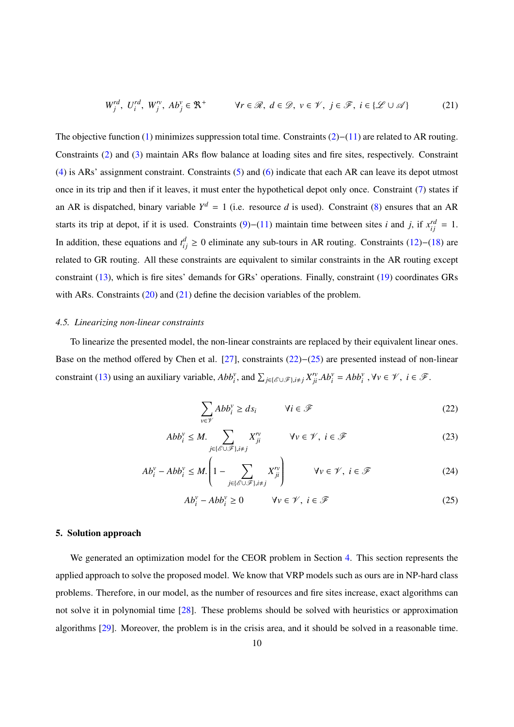$$W_j^{rd},\ U_i^{rd},\ W_j'^{v},\ Ab_j^{v} \in \mathfrak{R}^{+} \qquad \forall r \in \mathscr{R},\ d \in \mathscr{D},\ v \in \mathscr{V},\ j \in \mathscr{F},\ i \in \{\mathscr{L} \cup \mathscr{A}\} \tag{21}$$

The objective function (1) minimizes suppression total time. Constraints (2)−(11) are related to AR routing. Constraints (2) and (3) maintain ARs flow balance at loading sites and fire sites, respectively. Constraint (4) is ARs' assignment constraint. Constraints (5) and (6) indicate that each AR can leave its depot utmost once in its trip and then if it leaves, it must enter the hypothetical depot only once. Constraint (7) states if an AR is dispatched, binary variable $Y^d = 1$ (i.e. resource $d$ is used). Constraint (8) ensures that an AR starts its trip at depot, if it is used. Constraints (9)−(11) maintain time between sites $i$ and $j$, if $x_{ij}^{rd} = 1$. In addition, these equations and $t_{ij}^{d} \geq 0$ eliminate any sub-tours in AR routing. Constraints (12)−(18) are related to GR routing. All these constraints are equivalent to similar constraints in the AR routing except constraint (13), which is fire sites' demands for GRs' operations. Finally, constraint (19) coordinates GRs with ARs. Constraints (20) and (21) define the decision variables of the problem.

### *4.5. Linearizing non-linear constraints*

To linearize the presented model, the non-linear constraints are replaced by their equivalent linear ones. Base on the method offered by Chen et al. [27], constraints (22)−(25) are presented instead of non-linear constraint (13) using an auxiliary variable, $Abb_i^v$, and $\sum_{j\in\{\mathscr{E}\cup\mathscr{F}\}, i\neq j} X_{ji}'^{v}.Ab_i^v = Abb_i^v$ , $\forall v \in \mathscr{V},\ i \in \mathscr{F}$.

$$\sum_{v\in\mathscr{V}} Abb_i^v \geq ds_i \qquad \forall i \in \mathscr{F} \tag{22}$$

$$Abb_i^v \leq M. \sum_{j\in\{\mathscr{E}\cup\mathscr{F}\}, i\neq j} X_{ji}'^{v} \qquad \forall v \in \mathscr{V},\ i \in \mathscr{F} \tag{23}$$

$$Ab_i^v - Abb_i^v \leq M. \left(1 - \sum_{j\in\{\mathscr{E}\cup\mathscr{F}\}, i\neq j} X_{ji}'^{v}\right) \qquad \forall v \in \mathscr{V},\ i \in \mathscr{F} \tag{24}$$

$$Ab_i^v - Abb_i^v \geq 0 \qquad \forall v \in \mathscr{V},\ i \in \mathscr{F} \tag{25}$$

## 5. Solution approach

We generated an optimization model for the CEOR problem in Section 4. This section represents the applied approach to solve the proposed model. We know that VRP models such as ours are in NP-hard class problems. Therefore, in our model, as the number of resources and fire sites increase, exact algorithms can not solve it in polynomial time [28]. These problems should be solved with heuristics or approximation algorithms [29]. Moreover, the problem is in the crisis area, and it should be solved in a reasonable time.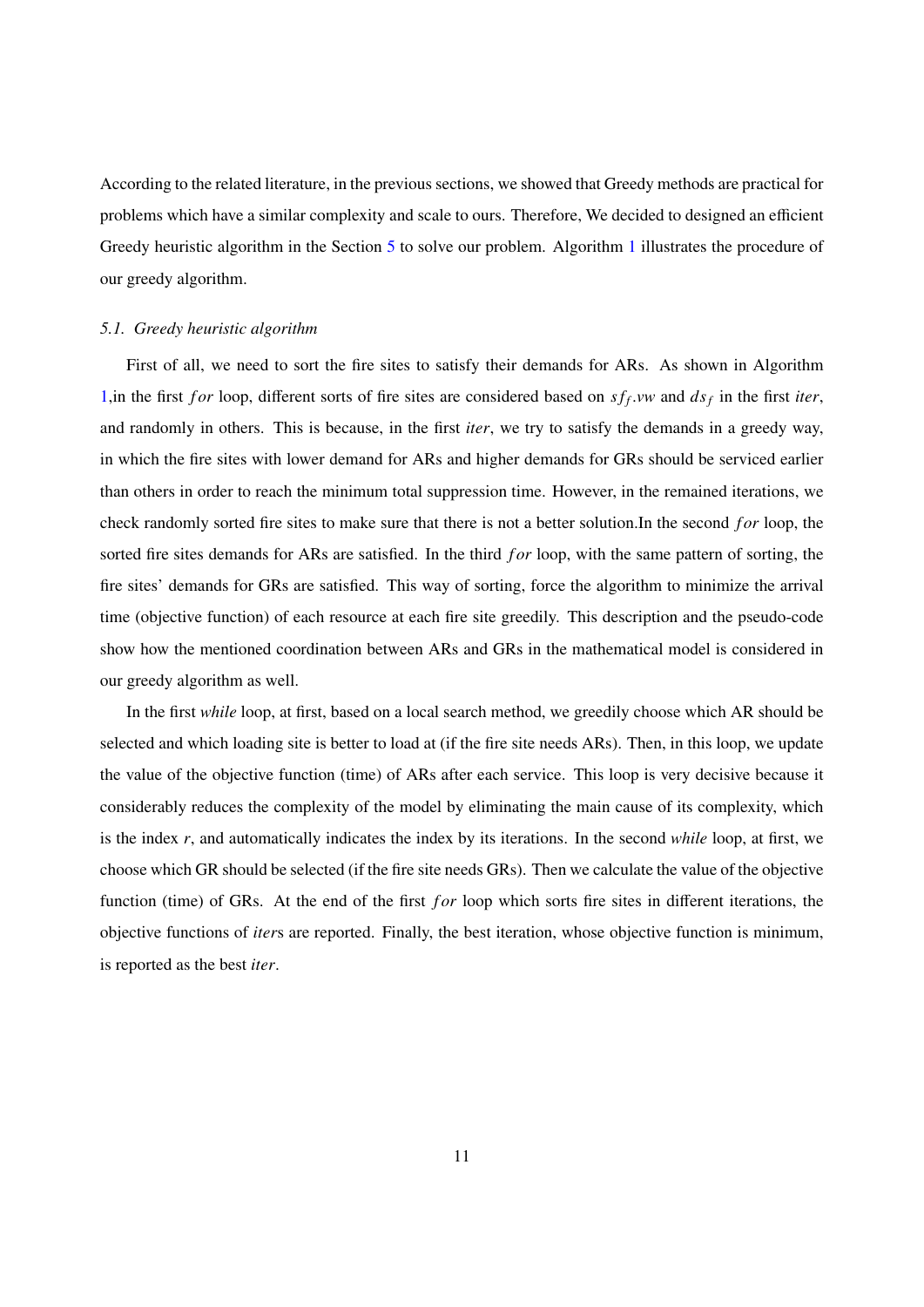According to the related literature, in the previous sections, we showed that Greedy methods are practical for problems which have a similar complexity and scale to ours. Therefore, We decided to designed an efficient Greedy heuristic algorithm in the Section 5 to solve our problem. Algorithm 1 illustrates the procedure of our greedy algorithm.

### 5.1. Greedy heuristic algorithm

First of all, we need to sort the fire sites to satisfy their demands for ARs. As shown in Algorithm 1,in the first $for$ loop, different sorts of fire sites are considered based on $sf_f.vw$ and $ds_f$ in the first *iter*, and randomly in others. This is because, in the first *iter*, we try to satisfy the demands in a greedy way, in which the fire sites with lower demand for ARs and higher demands for GRs should be serviced earlier than others in order to reach the minimum total suppression time. However, in the remained iterations, we check randomly sorted fire sites to make sure that there is not a better solution.In the second $for$ loop, the sorted fire sites demands for ARs are satisfied. In the third $for$ loop, with the same pattern of sorting, the fire sites' demands for GRs are satisfied. This way of sorting, force the algorithm to minimize the arrival time (objective function) of each resource at each fire site greedily. This description and the pseudo-code show how the mentioned coordination between ARs and GRs in the mathematical model is considered in our greedy algorithm as well.

In the first *while* loop, at first, based on a local search method, we greedily choose which AR should be selected and which loading site is better to load at (if the fire site needs ARs). Then, in this loop, we update the value of the objective function (time) of ARs after each service. This loop is very decisive because it considerably reduces the complexity of the model by eliminating the main cause of its complexity, which is the index $r$, and automatically indicates the index by its iterations. In the second *while* loop, at first, we choose which GR should be selected (if the fire site needs GRs). Then we calculate the value of the objective function (time) of GRs. At the end of the first $for$ loop which sorts fire sites in different iterations, the objective functions of *iter*s are reported. Finally, the best iteration, whose objective function is minimum, is reported as the best *iter*.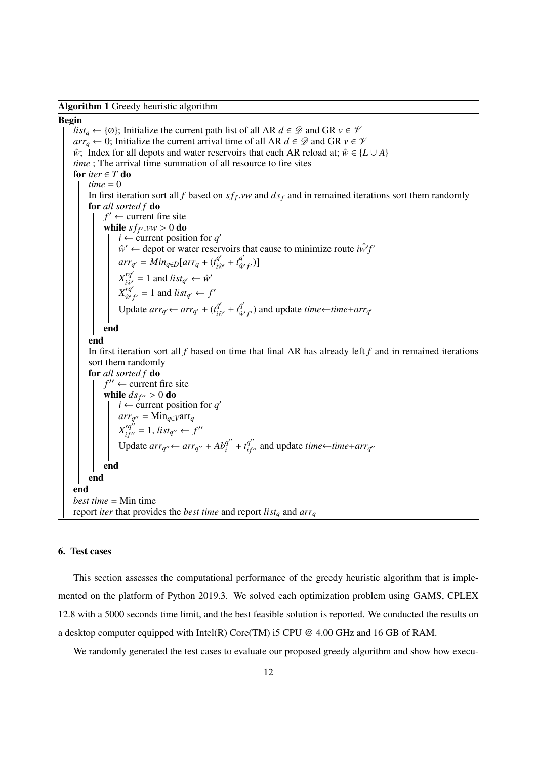**Algorithm 1** Greedy heuristic algorithm

```
Begin
    list_q ← {∅}; Initialize the current path list of all AR d ∈ 𝒟 and GR v ∈ 𝒱
    arr_q ← 0; Initialize the current arrival time of all AR d ∈ 𝒟 and GR v ∈ 𝒱
    ŵ; Index for all depots and water reservoirs that each AR reload at; ŵ ∈ {L ∪ A}
    time ; The arrival time summation of all resource to fire sites
    for iter ∈ T do
        time = 0
        In first iteration sort all f based on sf_f.vw and ds_f and in remained iterations sort them randomly
        for all sorted f do
            f′ ← current fire site
            while sf_f′.vw > 0 do
                i ← current position for q′
                ŵ′ ← depot or water reservoirs that cause to minimize route iŵ′f′
                arr_q′ = Min_{q∈D}[arr_q + (t^{q′}_{iŵ′} + t^{q′}_{ŵ′f′})]
                X^{rq′}_{iŵ′} = 1 and list_q′ ← ŵ′
                X^{rq′}_{ŵ′f′} = 1 and list_q′ ← f′
                Update arr_q′ ← arr_q′ + (t^{q′}_{iŵ′} + t^{q′}_{ŵ′f′}) and update time←time+arr_q′
            end
        end
        In first iteration sort all f based on time that final AR has already left f and in remained iterations
        sort them randomly
        for all sorted f do
            f″ ← current fire site
            while ds_f″ > 0 do
                i ← current position for q′
                arr_q″ = Min_{q∈V} arr_q
                X′^{q″}_{if″} = 1, list_q″ ← f″
                Update arr_q″ ← arr_q″ + Ab^{q″}_i + t^{q″}_{if″} and update time←time+arr_q″
            end
        end
    end
    best time = Min time
    report iter that provides the best time and report list_q and arr_q
```

## 6. Test cases

This section assesses the computational performance of the greedy heuristic algorithm that is implemented on the platform of Python 2019.3. We solved each optimization problem using GAMS, CPLEX 12.8 with a 5000 seconds time limit, and the best feasible solution is reported. We conducted the results on a desktop computer equipped with Intel(R) Core(TM) i5 CPU @ 4.00 GHz and 16 GB of RAM.

We randomly generated the test cases to evaluate our proposed greedy algorithm and show how execu-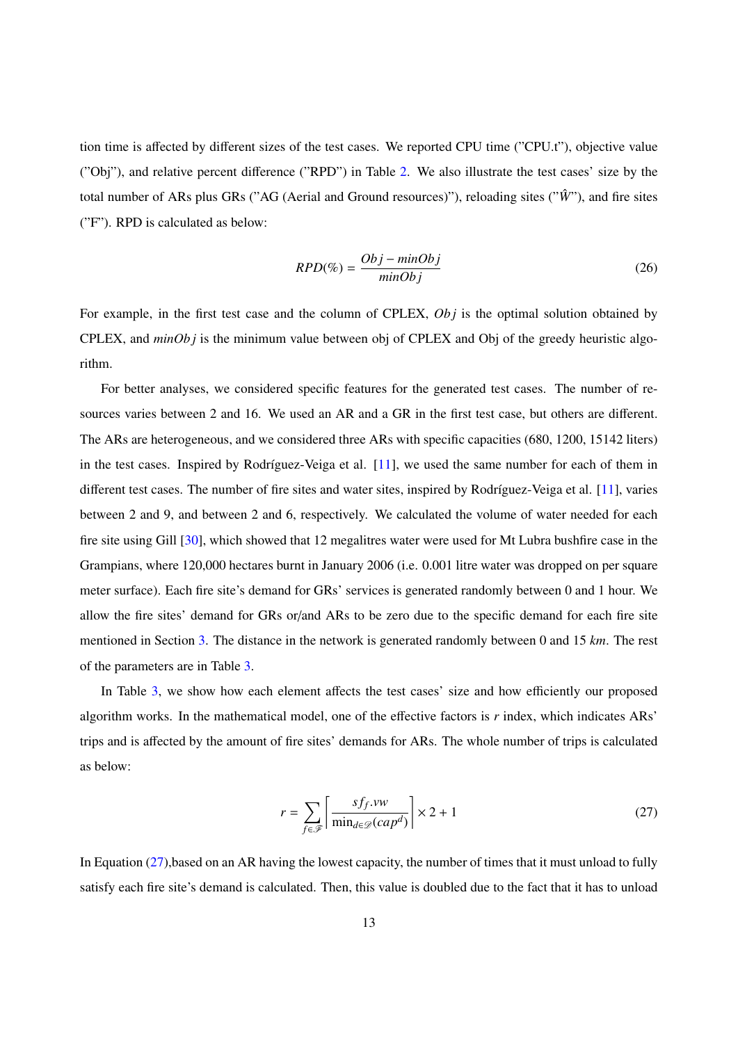tion time is affected by different sizes of the test cases. We reported CPU time ("CPU.t"), objective value ("Obj"), and relative percent difference ("RPD") in Table 2. We also illustrate the test cases' size by the total number of ARs plus GRs ("AG (Aerial and Ground resources)"), reloading sites ("$\hat{W}$"), and fire sites ("F"). RPD is calculated as below:

$$RPD(\%) = \frac{Obj - minObj}{minObj} \tag{26}$$

For example, in the first test case and the column of CPLEX, $Obj$ is the optimal solution obtained by CPLEX, and $minObj$ is the minimum value between obj of CPLEX and Obj of the greedy heuristic algorithm.

For better analyses, we considered specific features for the generated test cases. The number of resources varies between 2 and 16. We used an AR and a GR in the first test case, but others are different. The ARs are heterogeneous, and we considered three ARs with specific capacities (680, 1200, 15142 liters) in the test cases. Inspired by Rodríguez-Veiga et al. [11], we used the same number for each of them in different test cases. The number of fire sites and water sites, inspired by Rodríguez-Veiga et al. [11], varies between 2 and 9, and between 2 and 6, respectively. We calculated the volume of water needed for each fire site using Gill [30], which showed that 12 megalitres water were used for Mt Lubra bushfire case in the Grampians, where 120,000 hectares burnt in January 2006 (i.e. 0.001 litre water was dropped on per square meter surface). Each fire site's demand for GRs' services is generated randomly between 0 and 1 hour. We allow the fire sites' demand for GRs or/and ARs to be zero due to the specific demand for each fire site mentioned in Section 3. The distance in the network is generated randomly between 0 and 15 $km$. The rest of the parameters are in Table 3.

In Table 3, we show how each element affects the test cases' size and how efficiently our proposed algorithm works. In the mathematical model, one of the effective factors is $r$ index, which indicates ARs' trips and is affected by the amount of fire sites' demands for ARs. The whole number of trips is calculated as below:

$$r = \sum_{f \in \mathscr{F}} \left\lceil \frac{sf_f.vw}{\min_{d \in \mathscr{D}}(cap^d)} \right\rceil \times 2 + 1 \tag{27}$$

In Equation (27),based on an AR having the lowest capacity, the number of times that it must unload to fully satisfy each fire site's demand is calculated. Then, this value is doubled due to the fact that it has to unload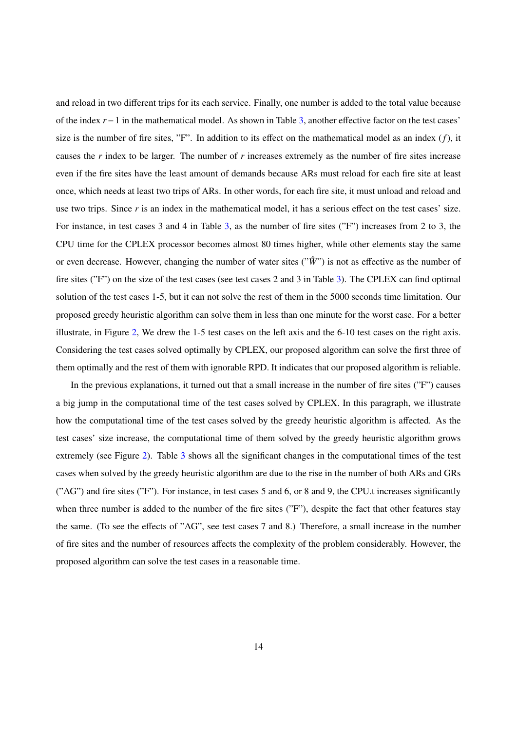and reload in two different trips for its each service. Finally, one number is added to the total value because of the index $r-1$ in the mathematical model. As shown in Table 3, another effective factor on the test cases' size is the number of fire sites, "F". In addition to its effect on the mathematical model as an index ($f$), it causes the $r$ index to be larger. The number of $r$ increases extremely as the number of fire sites increase even if the fire sites have the least amount of demands because ARs must reload for each fire site at least once, which needs at least two trips of ARs. In other words, for each fire site, it must unload and reload and use two trips. Since $r$ is an index in the mathematical model, it has a serious effect on the test cases' size. For instance, in test cases 3 and 4 in Table 3, as the number of fire sites ("F") increases from 2 to 3, the CPU time for the CPLEX processor becomes almost 80 times higher, while other elements stay the same or even decrease. However, changing the number of water sites ("$\hat{W}$") is not as effective as the number of fire sites ("F") on the size of the test cases (see test cases 2 and 3 in Table 3). The CPLEX can find optimal solution of the test cases 1-5, but it can not solve the rest of them in the 5000 seconds time limitation. Our proposed greedy heuristic algorithm can solve them in less than one minute for the worst case. For a better illustrate, in Figure 2, We drew the 1-5 test cases on the left axis and the 6-10 test cases on the right axis. Considering the test cases solved optimally by CPLEX, our proposed algorithm can solve the first three of them optimally and the rest of them with ignorable RPD. It indicates that our proposed algorithm is reliable.

In the previous explanations, it turned out that a small increase in the number of fire sites ("F") causes a big jump in the computational time of the test cases solved by CPLEX. In this paragraph, we illustrate how the computational time of the test cases solved by the greedy heuristic algorithm is affected. As the test cases' size increase, the computational time of them solved by the greedy heuristic algorithm grows extremely (see Figure 2). Table 3 shows all the significant changes in the computational times of the test cases when solved by the greedy heuristic algorithm are due to the rise in the number of both ARs and GRs ("AG") and fire sites ("F"). For instance, in test cases 5 and 6, or 8 and 9, the CPU.t increases significantly when three number is added to the number of the fire sites ("F"), despite the fact that other features stay the same. (To see the effects of "AG", see test cases 7 and 8.) Therefore, a small increase in the number of fire sites and the number of resources affects the complexity of the problem considerably. However, the proposed algorithm can solve the test cases in a reasonable time.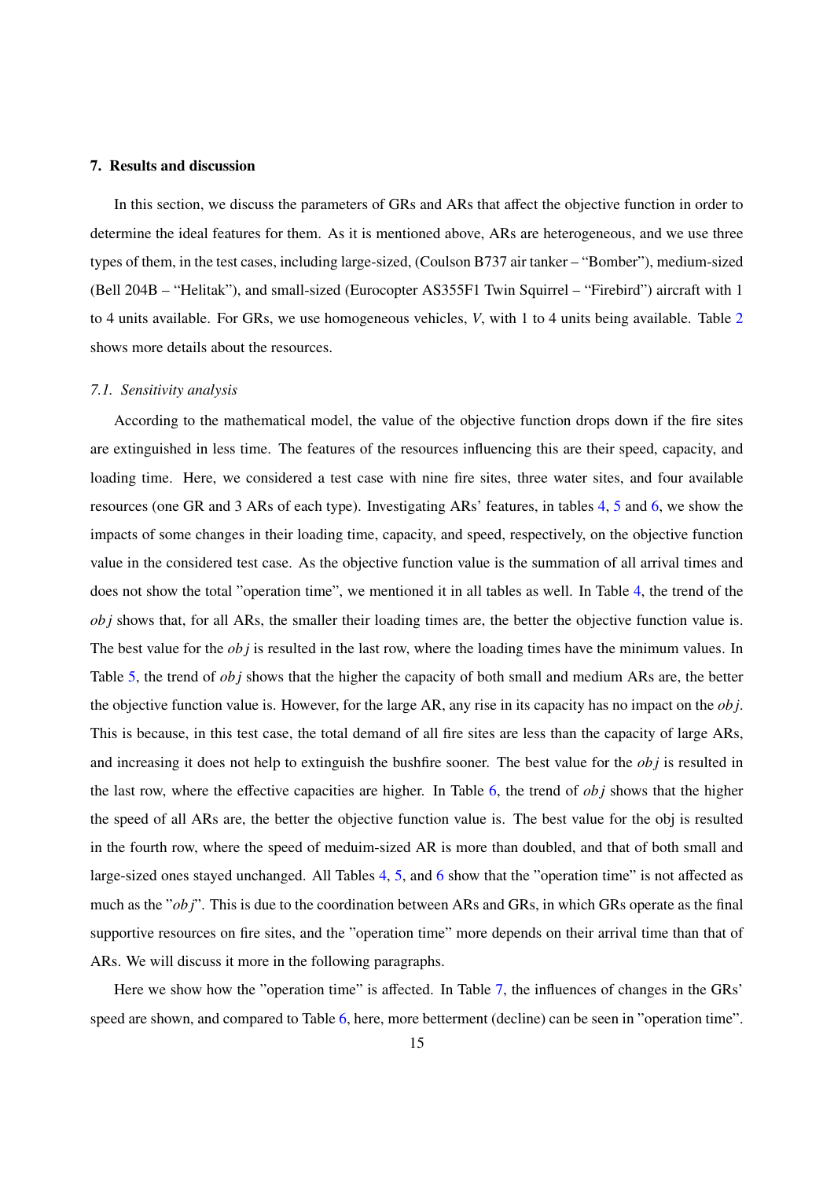## 7. Results and discussion

In this section, we discuss the parameters of GRs and ARs that affect the objective function in order to determine the ideal features for them. As it is mentioned above, ARs are heterogeneous, and we use three types of them, in the test cases, including large-sized, (Coulson B737 air tanker – "Bomber"), medium-sized (Bell 204B – "Helitak"), and small-sized (Eurocopter AS355F1 Twin Squirrel – "Firebird") aircraft with 1 to 4 units available. For GRs, we use homogeneous vehicles, *V*, with 1 to 4 units being available. Table 2 shows more details about the resources.

### *7.1. Sensitivity analysis*

According to the mathematical model, the value of the objective function drops down if the fire sites are extinguished in less time. The features of the resources influencing this are their speed, capacity, and loading time. Here, we considered a test case with nine fire sites, three water sites, and four available resources (one GR and 3 ARs of each type). Investigating ARs' features, in tables 4, 5 and 6, we show the impacts of some changes in their loading time, capacity, and speed, respectively, on the objective function value in the considered test case. As the objective function value is the summation of all arrival times and does not show the total "operation time", we mentioned it in all tables as well. In Table 4, the trend of the $obj$ shows that, for all ARs, the smaller their loading times are, the better the objective function value is. The best value for the $obj$ is resulted in the last row, where the loading times have the minimum values. In Table 5, the trend of $obj$ shows that the higher the capacity of both small and medium ARs are, the better the objective function value is. However, for the large AR, any rise in its capacity has no impact on the $obj$. This is because, in this test case, the total demand of all fire sites are less than the capacity of large ARs, and increasing it does not help to extinguish the bushfire sooner. The best value for the $obj$ is resulted in the last row, where the effective capacities are higher. In Table 6, the trend of $obj$ shows that the higher the speed of all ARs are, the better the objective function value is. The best value for the obj is resulted in the fourth row, where the speed of meduim-sized AR is more than doubled, and that of both small and large-sized ones stayed unchanged. All Tables 4, 5, and 6 show that the "operation time" is not affected as much as the "$obj$". This is due to the coordination between ARs and GRs, in which GRs operate as the final supportive resources on fire sites, and the "operation time" more depends on their arrival time than that of ARs. We will discuss it more in the following paragraphs.

Here we show how the "operation time" is affected. In Table 7, the influences of changes in the GRs' speed are shown, and compared to Table 6, here, more betterment (decline) can be seen in "operation time".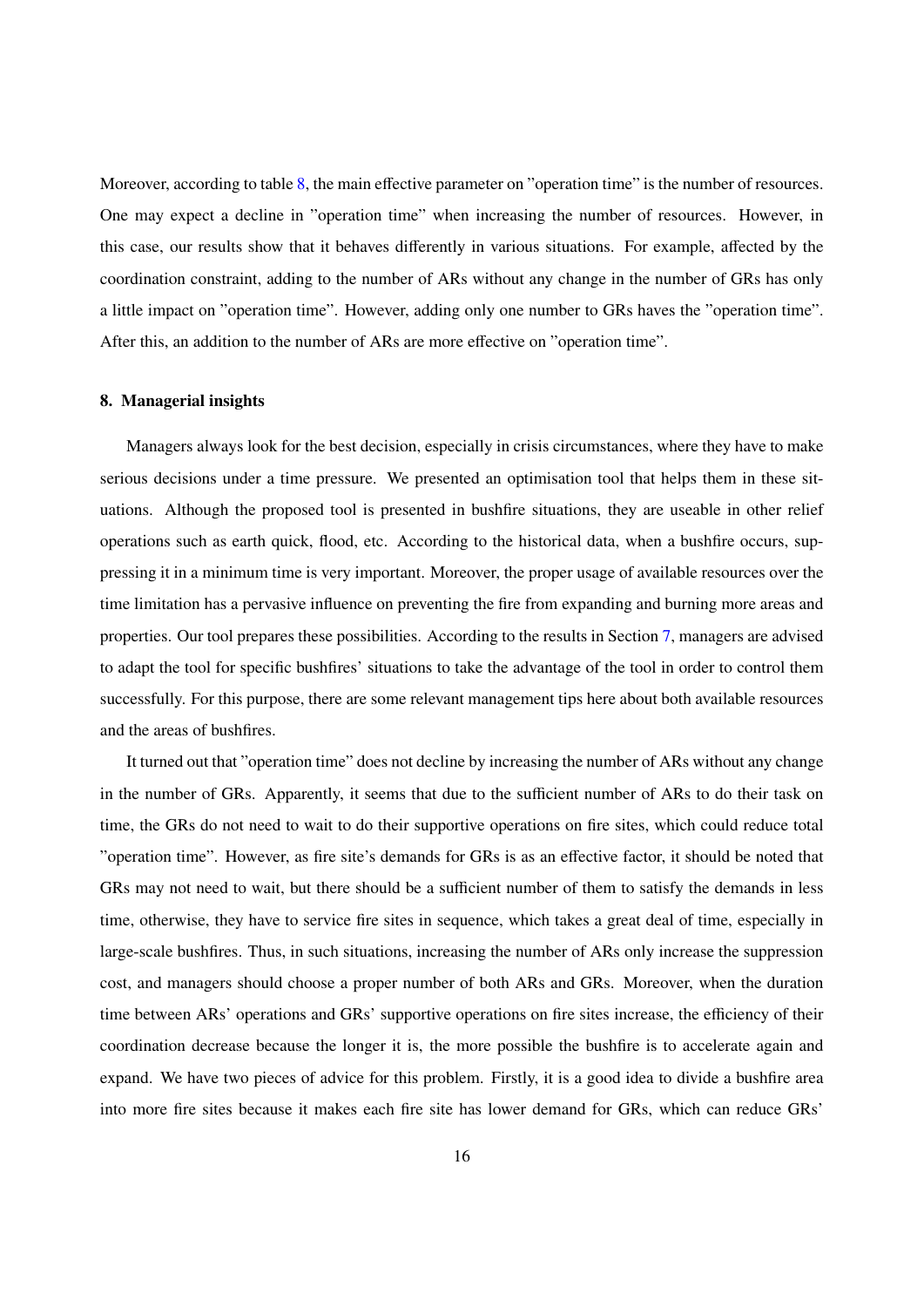Moreover, according to table 8, the main effective parameter on "operation time" is the number of resources. One may expect a decline in "operation time" when increasing the number of resources. However, in this case, our results show that it behaves differently in various situations. For example, affected by the coordination constraint, adding to the number of ARs without any change in the number of GRs has only a little impact on "operation time". However, adding only one number to GRs haves the "operation time". After this, an addition to the number of ARs are more effective on "operation time".

## 8. Managerial insights

Managers always look for the best decision, especially in crisis circumstances, where they have to make serious decisions under a time pressure. We presented an optimisation tool that helps them in these situations. Although the proposed tool is presented in bushfire situations, they are useable in other relief operations such as earth quick, flood, etc. According to the historical data, when a bushfire occurs, suppressing it in a minimum time is very important. Moreover, the proper usage of available resources over the time limitation has a pervasive influence on preventing the fire from expanding and burning more areas and properties. Our tool prepares these possibilities. According to the results in Section 7, managers are advised to adapt the tool for specific bushfires' situations to take the advantage of the tool in order to control them successfully. For this purpose, there are some relevant management tips here about both available resources and the areas of bushfires.

It turned out that "operation time" does not decline by increasing the number of ARs without any change in the number of GRs. Apparently, it seems that due to the sufficient number of ARs to do their task on time, the GRs do not need to wait to do their supportive operations on fire sites, which could reduce total "operation time". However, as fire site's demands for GRs is as an effective factor, it should be noted that GRs may not need to wait, but there should be a sufficient number of them to satisfy the demands in less time, otherwise, they have to service fire sites in sequence, which takes a great deal of time, especially in large-scale bushfires. Thus, in such situations, increasing the number of ARs only increase the suppression cost, and managers should choose a proper number of both ARs and GRs. Moreover, when the duration time between ARs' operations and GRs' supportive operations on fire sites increase, the efficiency of their coordination decrease because the longer it is, the more possible the bushfire is to accelerate again and expand. We have two pieces of advice for this problem. Firstly, it is a good idea to divide a bushfire area into more fire sites because it makes each fire site has lower demand for GRs, which can reduce GRs'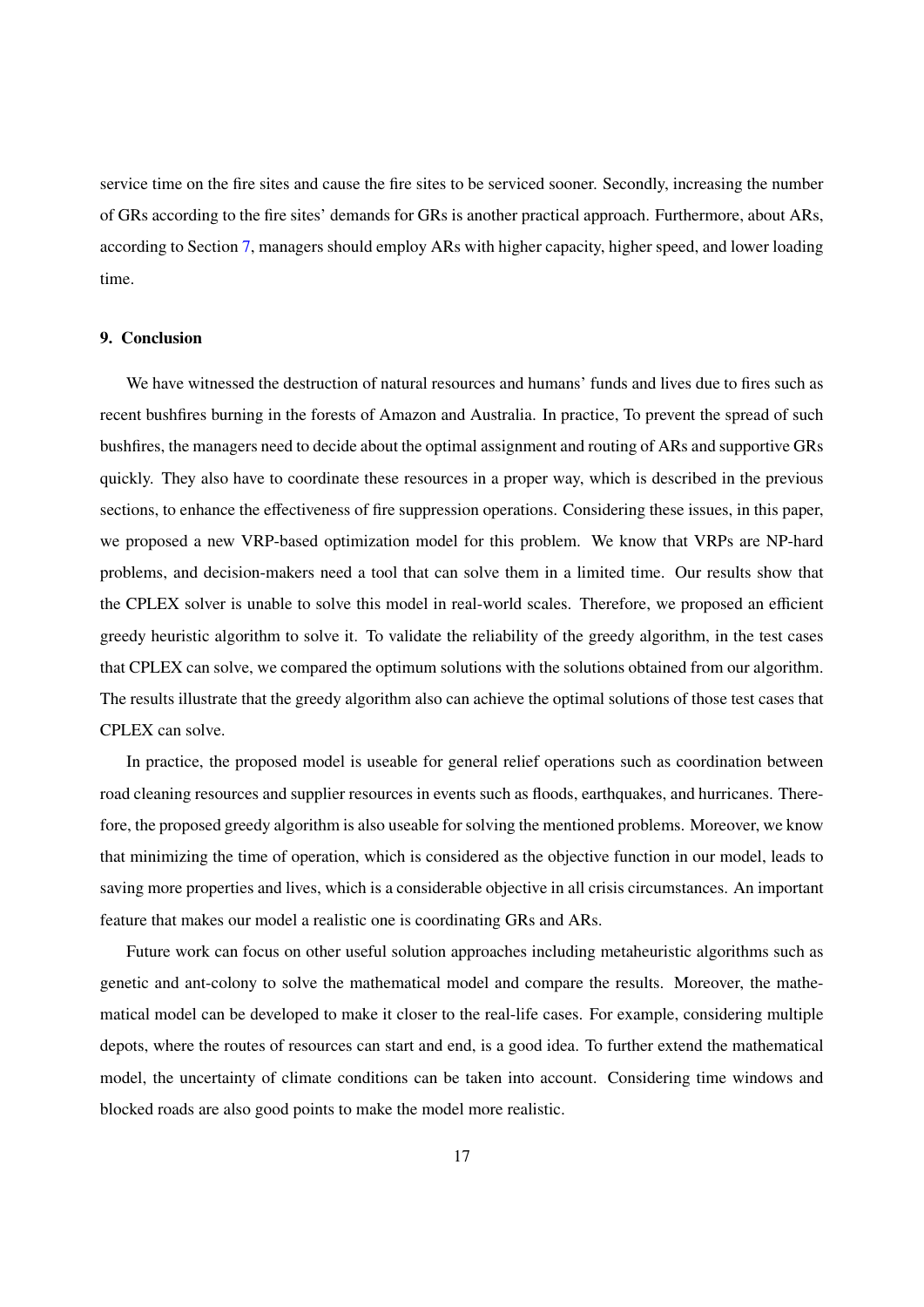service time on the fire sites and cause the fire sites to be serviced sooner. Secondly, increasing the number of GRs according to the fire sites' demands for GRs is another practical approach. Furthermore, about ARs, according to Section 7, managers should employ ARs with higher capacity, higher speed, and lower loading time.

## 9. Conclusion

We have witnessed the destruction of natural resources and humans' funds and lives due to fires such as recent bushfires burning in the forests of Amazon and Australia. In practice, To prevent the spread of such bushfires, the managers need to decide about the optimal assignment and routing of ARs and supportive GRs quickly. They also have to coordinate these resources in a proper way, which is described in the previous sections, to enhance the effectiveness of fire suppression operations. Considering these issues, in this paper, we proposed a new VRP-based optimization model for this problem. We know that VRPs are NP-hard problems, and decision-makers need a tool that can solve them in a limited time. Our results show that the CPLEX solver is unable to solve this model in real-world scales. Therefore, we proposed an efficient greedy heuristic algorithm to solve it. To validate the reliability of the greedy algorithm, in the test cases that CPLEX can solve, we compared the optimum solutions with the solutions obtained from our algorithm. The results illustrate that the greedy algorithm also can achieve the optimal solutions of those test cases that CPLEX can solve.

In practice, the proposed model is useable for general relief operations such as coordination between road cleaning resources and supplier resources in events such as floods, earthquakes, and hurricanes. Therefore, the proposed greedy algorithm is also useable for solving the mentioned problems. Moreover, we know that minimizing the time of operation, which is considered as the objective function in our model, leads to saving more properties and lives, which is a considerable objective in all crisis circumstances. An important feature that makes our model a realistic one is coordinating GRs and ARs.

Future work can focus on other useful solution approaches including metaheuristic algorithms such as genetic and ant-colony to solve the mathematical model and compare the results. Moreover, the mathematical model can be developed to make it closer to the real-life cases. For example, considering multiple depots, where the routes of resources can start and end, is a good idea. To further extend the mathematical model, the uncertainty of climate conditions can be taken into account. Considering time windows and blocked roads are also good points to make the model more realistic.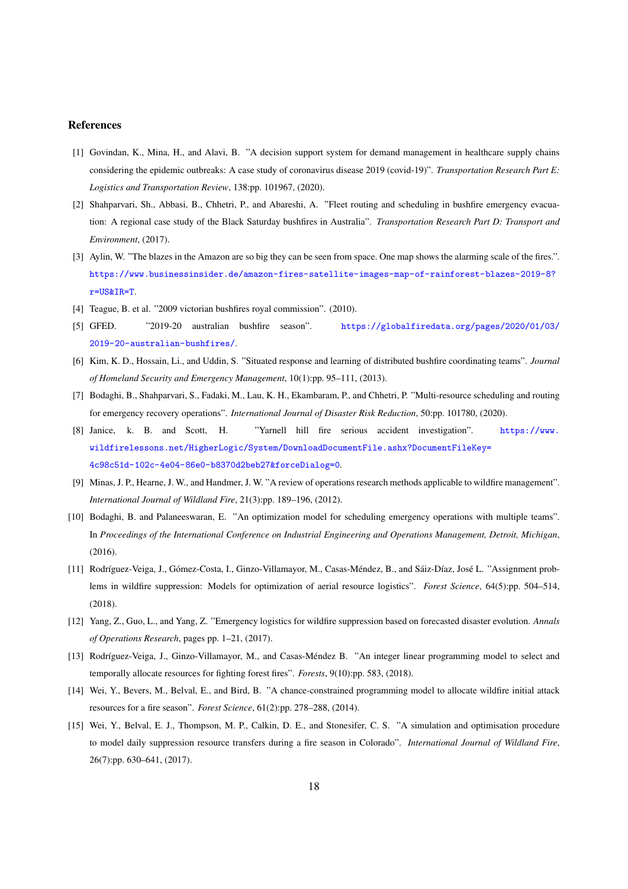### References

[1] Govindan, K., Mina, H., and Alavi, B. "A decision support system for demand management in healthcare supply chains considering the epidemic outbreaks: A case study of coronavirus disease 2019 (covid-19)". *Transportation Research Part E: Logistics and Transportation Review*, 138:pp. 101967, (2020).

[2] Shahparvari, Sh., Abbasi, B., Chhetri, P., and Abareshi, A. "Fleet routing and scheduling in bushfire emergency evacuation: A regional case study of the Black Saturday bushfires in Australia". *Transportation Research Part D: Transport and Environment*, (2017).

[3] Aylin, W. "The blazes in the Amazon are so big they can be seen from space. One map shows the alarming scale of the fires.". https://www.businessinsider.de/amazon-fires-satellite-images-map-of-rainforest-blazes-2019-8?r=US&IR=T.

[4] Teague, B. et al. "2009 victorian bushfires royal commission". (2010).

[5] GFED. "2019-20 australian bushfire season". https://globalfiredata.org/pages/2020/01/03/2019-20-australian-bushfires/.

[6] Kim, K. D., Hossain, Li., and Uddin, S. "Situated response and learning of distributed bushfire coordinating teams". *Journal of Homeland Security and Emergency Management*, 10(1):pp. 95–111, (2013).

[7] Bodaghi, B., Shahparvari, S., Fadaki, M., Lau, K. H., Ekambaram, P., and Chhetri, P. "Multi-resource scheduling and routing for emergency recovery operations". *International Journal of Disaster Risk Reduction*, 50:pp. 101780, (2020).

[8] Janice, k. B. and Scott, H. "Yarnell hill fire serious accident investigation". https://www.wildfirelessons.net/HigherLogic/System/DownloadDocumentFile.ashx?DocumentFileKey=4c98c51d-102c-4e04-86e0-b8370d2beb27&forceDialog=0.

[9] Minas, J. P., Hearne, J. W., and Handmer, J. W. "A review of operations research methods applicable to wildfire management". *International Journal of Wildland Fire*, 21(3):pp. 189–196, (2012).

[10] Bodaghi, B. and Palaneeswaran, E. "An optimization model for scheduling emergency operations with multiple teams". In *Proceedings of the International Conference on Industrial Engineering and Operations Management, Detroit, Michigan*, (2016).

[11] Rodríguez-Veiga, J., Gómez-Costa, I., Ginzo-Villamayor, M., Casas-Méndez, B., and Sáiz-Díaz, José L. "Assignment problems in wildfire suppression: Models for optimization of aerial resource logistics". *Forest Science*, 64(5):pp. 504–514, (2018).

[12] Yang, Z., Guo, L., and Yang, Z. "Emergency logistics for wildfire suppression based on forecasted disaster evolution. *Annals of Operations Research*, pages pp. 1–21, (2017).

[13] Rodríguez-Veiga, J., Ginzo-Villamayor, M., and Casas-Méndez B. "An integer linear programming model to select and temporally allocate resources for fighting forest fires". *Forests*, 9(10):pp. 583, (2018).

[14] Wei, Y., Bevers, M., Belval, E., and Bird, B. "A chance-constrained programming model to allocate wildfire initial attack resources for a fire season". *Forest Science*, 61(2):pp. 278–288, (2014).

[15] Wei, Y., Belval, E. J., Thompson, M. P., Calkin, D. E., and Stonesifer, C. S. "A simulation and optimisation procedure to model daily suppression resource transfers during a fire season in Colorado". *International Journal of Wildland Fire*, 26(7):pp. 630–641, (2017).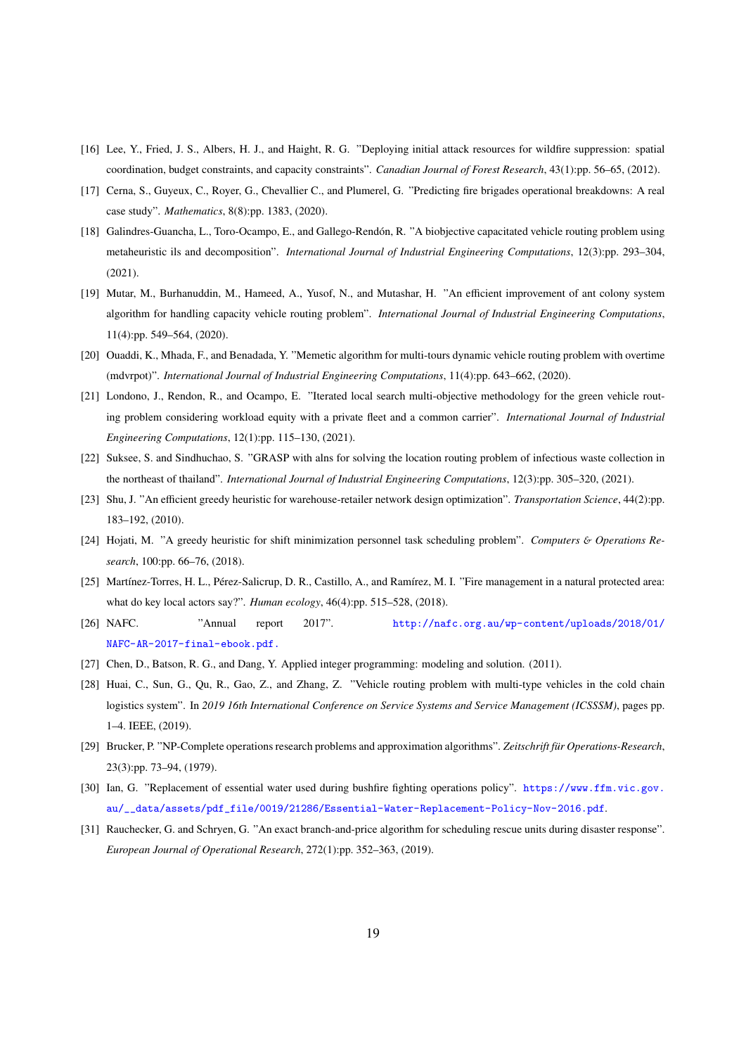[16] Lee, Y., Fried, J. S., Albers, H. J., and Haight, R. G. "Deploying initial attack resources for wildfire suppression: spatial coordination, budget constraints, and capacity constraints". *Canadian Journal of Forest Research*, 43(1):pp. 56–65, (2012).

[17] Cerna, S., Guyeux, C., Royer, G., Chevallier C., and Plumerel, G. "Predicting fire brigades operational breakdowns: A real case study". *Mathematics*, 8(8):pp. 1383, (2020).

[18] Galindres-Guancha, L., Toro-Ocampo, E., and Gallego-Rendón, R. "A biobjective capacitated vehicle routing problem using metaheuristic ils and decomposition". *International Journal of Industrial Engineering Computations*, 12(3):pp. 293–304, (2021).

[19] Mutar, M., Burhanuddin, M., Hameed, A., Yusof, N., and Mutashar, H. "An efficient improvement of ant colony system algorithm for handling capacity vehicle routing problem". *International Journal of Industrial Engineering Computations*, 11(4):pp. 549–564, (2020).

[20] Ouaddi, K., Mhada, F., and Benadada, Y. "Memetic algorithm for multi-tours dynamic vehicle routing problem with overtime (mdvrpot)". *International Journal of Industrial Engineering Computations*, 11(4):pp. 643–662, (2020).

[21] Londono, J., Rendon, R., and Ocampo, E. "Iterated local search multi-objective methodology for the green vehicle routing problem considering workload equity with a private fleet and a common carrier". *International Journal of Industrial Engineering Computations*, 12(1):pp. 115–130, (2021).

[22] Suksee, S. and Sindhuchao, S. "GRASP with alns for solving the location routing problem of infectious waste collection in the northeast of thailand". *International Journal of Industrial Engineering Computations*, 12(3):pp. 305–320, (2021).

[23] Shu, J. "An efficient greedy heuristic for warehouse-retailer network design optimization". *Transportation Science*, 44(2):pp. 183–192, (2010).

[24] Hojati, M. "A greedy heuristic for shift minimization personnel task scheduling problem". *Computers & Operations Research*, 100:pp. 66–76, (2018).

[25] Martínez-Torres, H. L., Pérez-Salicrup, D. R., Castillo, A., and Ramírez, M. I. "Fire management in a natural protected area: what do key local actors say?". *Human ecology*, 46(4):pp. 515–528, (2018).

[26] NAFC. "Annual report 2017". http://nafc.org.au/wp-content/uploads/2018/01/NAFC-AR-2017-final-ebook.pdf.

[27] Chen, D., Batson, R. G., and Dang, Y. Applied integer programming: modeling and solution. (2011).

[28] Huai, C., Sun, G., Qu, R., Gao, Z., and Zhang, Z. "Vehicle routing problem with multi-type vehicles in the cold chain logistics system". In *2019 16th International Conference on Service Systems and Service Management (ICSSSM)*, pages pp. 1–4. IEEE, (2019).

[29] Brucker, P. "NP-Complete operations research problems and approximation algorithms". *Zeitschrift für Operations-Research*, 23(3):pp. 73–94, (1979).

[30] Ian, G. "Replacement of essential water used during bushfire fighting operations policy". https://www.ffm.vic.gov.au/__data/assets/pdf_file/0019/21286/Essential-Water-Replacement-Policy-Nov-2016.pdf.

[31] Rauchecker, G. and Schryen, G. "An exact branch-and-price algorithm for scheduling rescue units during disaster response". *European Journal of Operational Research*, 272(1):pp. 352–363, (2019).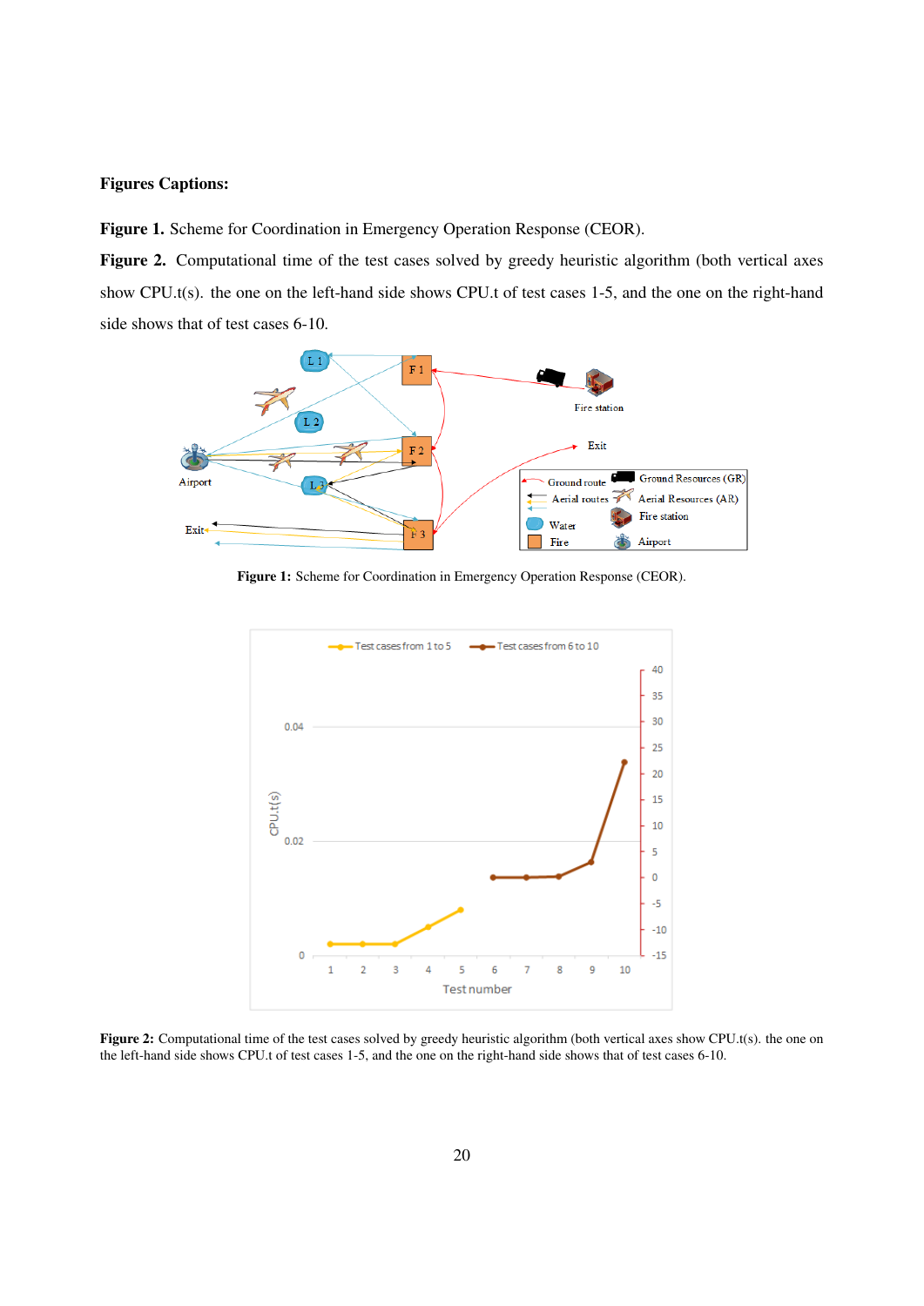**Figures Captions:**

**Figure 1.** Scheme for Coordination in Emergency Operation Response (CEOR).

**Figure 2.** Computational time of the test cases solved by greedy heuristic algorithm (both vertical axes show CPU.t(s). the one on the left-hand side shows CPU.t of test cases 1-5, and the one on the right-hand side shows that of test cases 6-10.

**Figure 1:** Scheme for Coordination in Emergency Operation Response (CEOR).

**Figure 2:** Computational time of the test cases solved by greedy heuristic algorithm (both vertical axes show CPU.t(s). the one on the left-hand side shows CPU.t of test cases 1-5, and the one on the right-hand side shows that of test cases 6-10.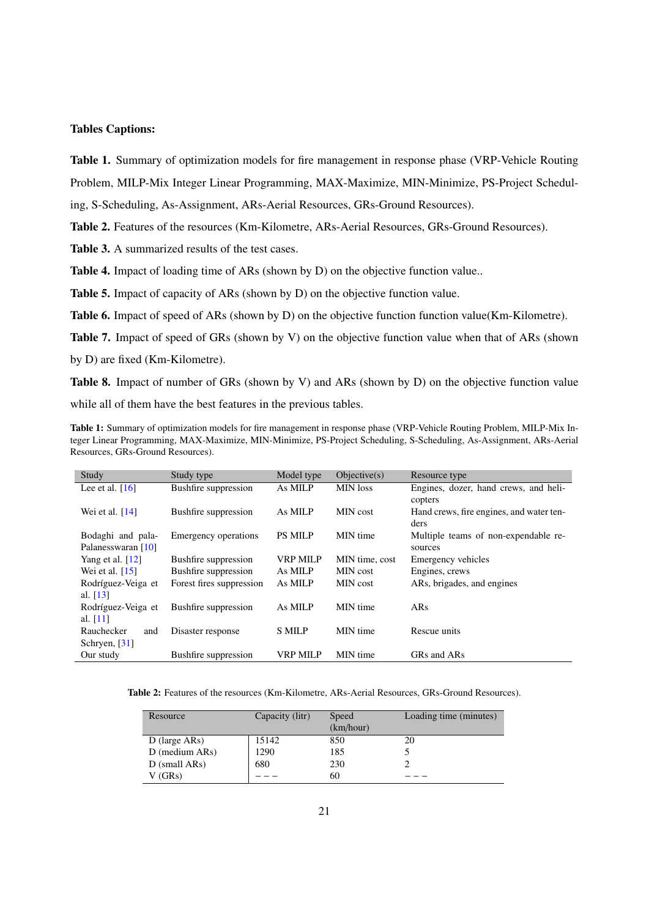**Tables Captions:**

**Table 1.** Summary of optimization models for fire management in response phase (VRP-Vehicle Routing Problem, MILP-Mix Integer Linear Programming, MAX-Maximize, MIN-Minimize, PS-Project Scheduling, S-Scheduling, As-Assignment, ARs-Aerial Resources, GRs-Ground Resources).

**Table 2.** Features of the resources (Km-Kilometre, ARs-Aerial Resources, GRs-Ground Resources).

**Table 3.** A summarized results of the test cases.

**Table 4.** Impact of loading time of ARs (shown by D) on the objective function value..

**Table 5.** Impact of capacity of ARs (shown by D) on the objective function value.

**Table 6.** Impact of speed of ARs (shown by D) on the objective function function value(Km-Kilometre).

**Table 7.** Impact of speed of GRs (shown by V) on the objective function value when that of ARs (shown by D) are fixed (Km-Kilometre).

**Table 8.** Impact of number of GRs (shown by V) and ARs (shown by D) on the objective function value while all of them have the best features in the previous tables.

**Table 1:** Summary of optimization models for fire management in response phase (VRP-Vehicle Routing Problem, MILP-Mix Integer Linear Programming, MAX-Maximize, MIN-Minimize, PS-Project Scheduling, S-Scheduling, As-Assignment, ARs-Aerial Resources, GRs-Ground Resources).

| Study | Study type | Model type | Objective(s) | Resource type |
|---|---|---|---|---|
| Lee et al. [16] | Bushfire suppression | As MILP | MIN loss | Engines, dozer, hand crews, and helicopters |
| Wei et al. [14] | Bushfire suppression | As MILP | MIN cost | Hand crews, fire engines, and water tenders |
| Bodaghi and palaPalanesswaran [10] | Emergency operations | PS MILP | MIN time | Multiple teams of non-expendable resources |
| Yang et al. [12] | Bushfire suppression | VRP MILP | MIN time, cost | Emergency vehicles |
| Wei et al. [15] | Bushfire suppression | As MILP | MIN cost | Engines, crews |
| Rodríguez-Veiga et al. [13] | Forest fires suppression | As MILP | MIN cost | ARs, brigades, and engines |
| Rodríguez-Veiga et al. [11] | Bushfire suppression | As MILP | MIN time | ARs |
| Rauchecker and Schryen, [31] | Disaster response | S MILP | MIN time | Rescue units |
| Our study | Bushfire suppression | VRP MILP | MIN time | GRs and ARs |

**Table 2:** Features of the resources (Km-Kilometre, ARs-Aerial Resources, GRs-Ground Resources).

| Resource | Capacity (litr) | Speed (km/hour) | Loading time (minutes) |
|---|---|---|---|
| D (large ARs) | 15142 | 850 | 20 |
| D (medium ARs) | 1290 | 185 | 5 |
| D (small ARs) | 680 | 230 | 2 |
| V (GRs) | – – – | 60 | – – – |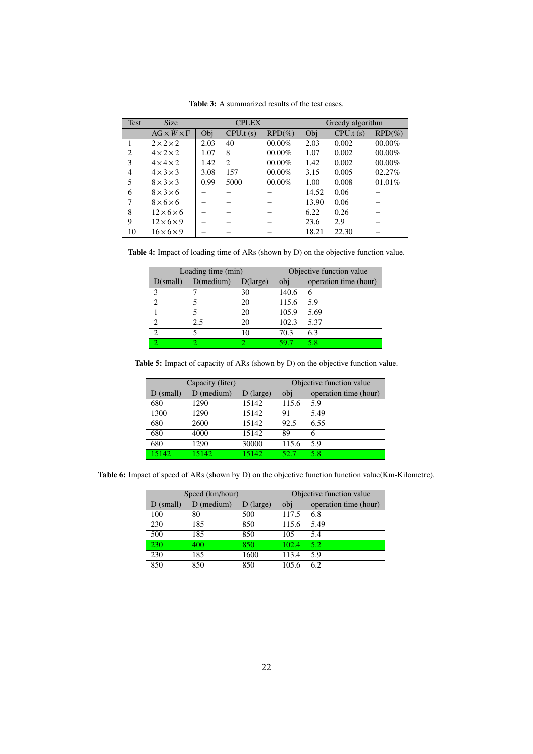**Table 3:** A summarized results of the test cases.

| Test | Size | CPLEX | | | Greedy algorithm | | |
|---|---|---|---|---|---|---|---|
| | $AG \times \hat{W} \times F$ | Obj | CPU.t (s) | RPD(%) | Obj | CPU.t (s) | RPD(%) |
| 1 | $2 \times 2 \times 2$ | 2.03 | 40 | 00.00% | 2.03 | 0.002 | 00.00% |
| 2 | $4 \times 2 \times 2$ | 1.07 | 8 | 00.00% | 1.07 | 0.002 | 00.00% |
| 3 | $4 \times 4 \times 2$ | 1.42 | 2 | 00.00% | 1.42 | 0.002 | 00.00% |
| 4 | $4 \times 3 \times 3$ | 3.08 | 157 | 00.00% | 3.15 | 0.005 | 02.27% |
| 5 | $8 \times 3 \times 3$ | 0.99 | 5000 | 00.00% | 1.00 | 0.008 | 01.01% |
| 6 | $8 \times 3 \times 6$ | – | – | – | 14.52 | 0.06 | – |
| 7 | $8 \times 6 \times 6$ | – | – | – | 13.90 | 0.06 | – |
| 8 | $12 \times 6 \times 6$ | – | – | – | 6.22 | 0.26 | – |
| 9 | $12 \times 6 \times 9$ | – | – | – | 23.6 | 2.9 | – |
| 10 | $16 \times 6 \times 9$ | – | – | – | 18.21 | 22.30 | – |

**Table 4:** Impact of loading time of ARs (shown by D) on the objective function value.

| Loading time (min) | | | Objective function value | |
|---|---|---|---|---|
| D(small) | D(medium) | D(large) | obj | operation time (hour) |
| 3 | 7 | 30 | 140.6 | 6 |
| 2 | 5 | 20 | 115.6 | 5.9 |
| 1 | 5 | 20 | 105.9 | 5.69 |
| 2 | 2.5 | 20 | 102.3 | 5.37 |
| 2 | 5 | 10 | 70.3 | 6.3 |
| 2 | 2 | 2 | 59.7 | 5.8 |

**Table 5:** Impact of capacity of ARs (shown by D) on the objective function value.

| Capacity (liter) | | | Objective function value | |
|---|---|---|---|---|
| D (small) | D (medium) | D (large) | obj | operation time (hour) |
| 680 | 1290 | 15142 | 115.6 | 5.9 |
| 1300 | 1290 | 15142 | 91 | 5.49 |
| 680 | 2600 | 15142 | 92.5 | 6.55 |
| 680 | 4000 | 15142 | 89 | 6 |
| 680 | 1290 | 30000 | 115.6 | 5.9 |
| 15142 | 15142 | 15142 | 52.7 | 5.8 |

**Table 6:** Impact of speed of ARs (shown by D) on the objective function function value(Km-Kilometre).

| Speed (km/hour) | | | Objective function value | |
|---|---|---|---|---|
| D (small) | D (medium) | D (large) | obj | operation time (hour) |
| 100 | 80 | 500 | 117.5 | 6.8 |
| 230 | 185 | 850 | 115.6 | 5.49 |
| 500 | 185 | 850 | 105 | 5.4 |
| 230 | 400 | 850 | 102.4 | 5.2 |
| 230 | 185 | 1600 | 113.4 | 5.9 |
| 850 | 850 | 850 | 105.6 | 6.2 |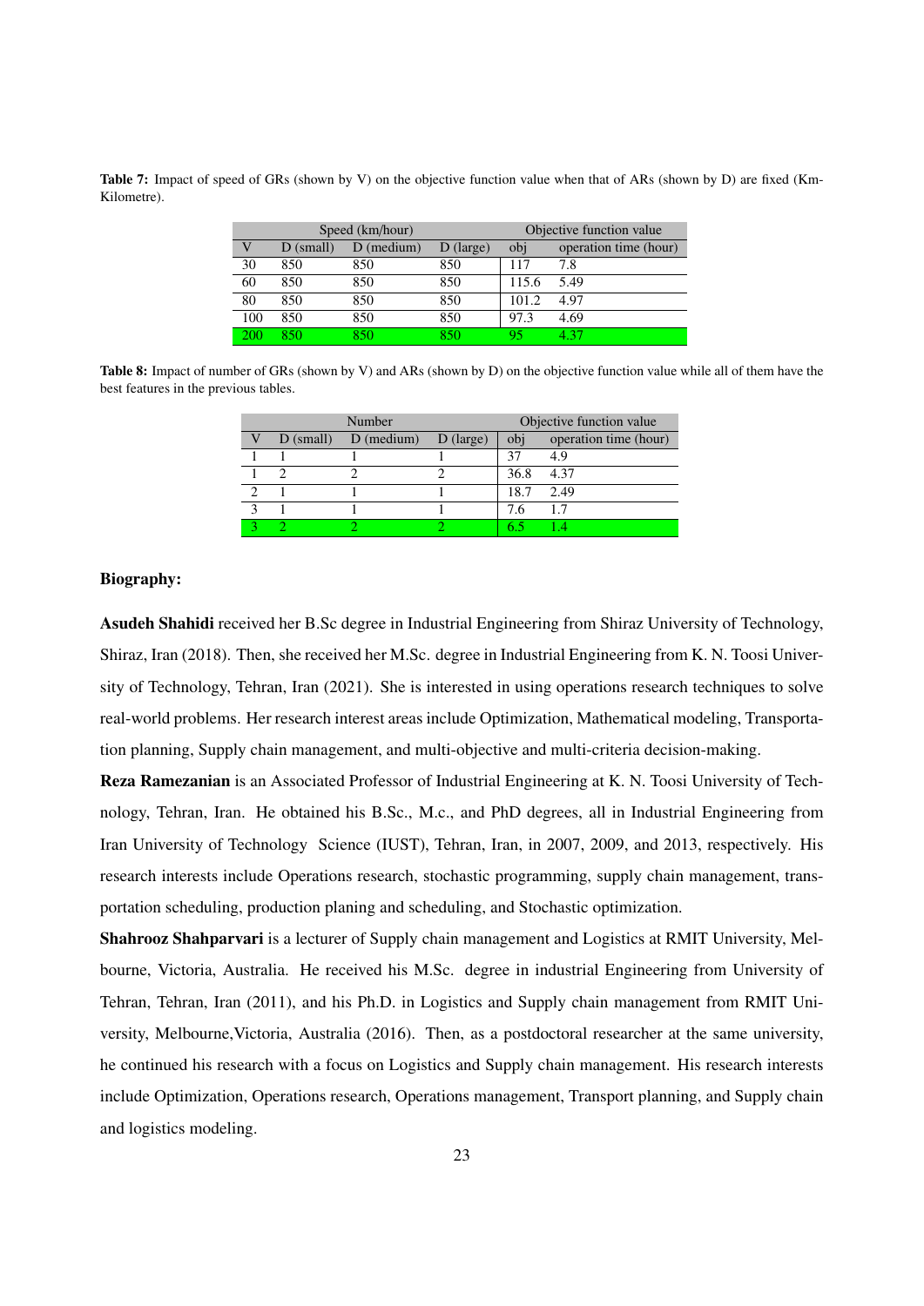**Table 7:** Impact of speed of GRs (shown by V) on the objective function value when that of ARs (shown by D) are fixed (Km-Kilometre).

| Speed (km/hour) | | | | Objective function value | |
|---|---|---|---|---|---|
| V | D (small) | D (medium) | D (large) | obj | operation time (hour) |
| 30 | 850 | 850 | 850 | 117 | 7.8 |
| 60 | 850 | 850 | 850 | 115.6 | 5.49 |
| 80 | 850 | 850 | 850 | 101.2 | 4.97 |
| 100 | 850 | 850 | 850 | 97.3 | 4.69 |
| 200 | 850 | 850 | 850 | 95 | 4.37 |

**Table 8:** Impact of number of GRs (shown by V) and ARs (shown by D) on the objective function value while all of them have the best features in the previous tables.

| Number | | | | Objective function value | |
|---|---|---|---|---|---|
| V | D (small) | D (medium) | D (large) | obj | operation time (hour) |
| 1 | 1 | 1 | 1 | 37 | 4.9 |
| 1 | 2 | 2 | 2 | 36.8 | 4.37 |
| 2 | 1 | 1 | 1 | 18.7 | 2.49 |
| 3 | 1 | 1 | 1 | 7.6 | 1.7 |
| 3 | 2 | 2 | 2 | 6.5 | 1.4 |

**Biography:**

**Asudeh Shahidi** received her B.Sc degree in Industrial Engineering from Shiraz University of Technology, Shiraz, Iran (2018). Then, she received her M.Sc. degree in Industrial Engineering from K. N. Toosi University of Technology, Tehran, Iran (2021). She is interested in using operations research techniques to solve real-world problems. Her research interest areas include Optimization, Mathematical modeling, Transportation planning, Supply chain management, and multi-objective and multi-criteria decision-making.

**Reza Ramezanian** is an Associated Professor of Industrial Engineering at K. N. Toosi University of Technology, Tehran, Iran. He obtained his B.Sc., M.c., and PhD degrees, all in Industrial Engineering from Iran University of Technology Science (IUST), Tehran, Iran, in 2007, 2009, and 2013, respectively. His research interests include Operations research, stochastic programming, supply chain management, transportation scheduling, production planing and scheduling, and Stochastic optimization.

**Shahrooz Shahparvari** is a lecturer of Supply chain management and Logistics at RMIT University, Melbourne, Victoria, Australia. He received his M.Sc. degree in industrial Engineering from University of Tehran, Tehran, Iran (2011), and his Ph.D. in Logistics and Supply chain management from RMIT University, Melbourne,Victoria, Australia (2016). Then, as a postdoctoral researcher at the same university, he continued his research with a focus on Logistics and Supply chain management. His research interests include Optimization, Operations research, Operations management, Transport planning, and Supply chain and logistics modeling.